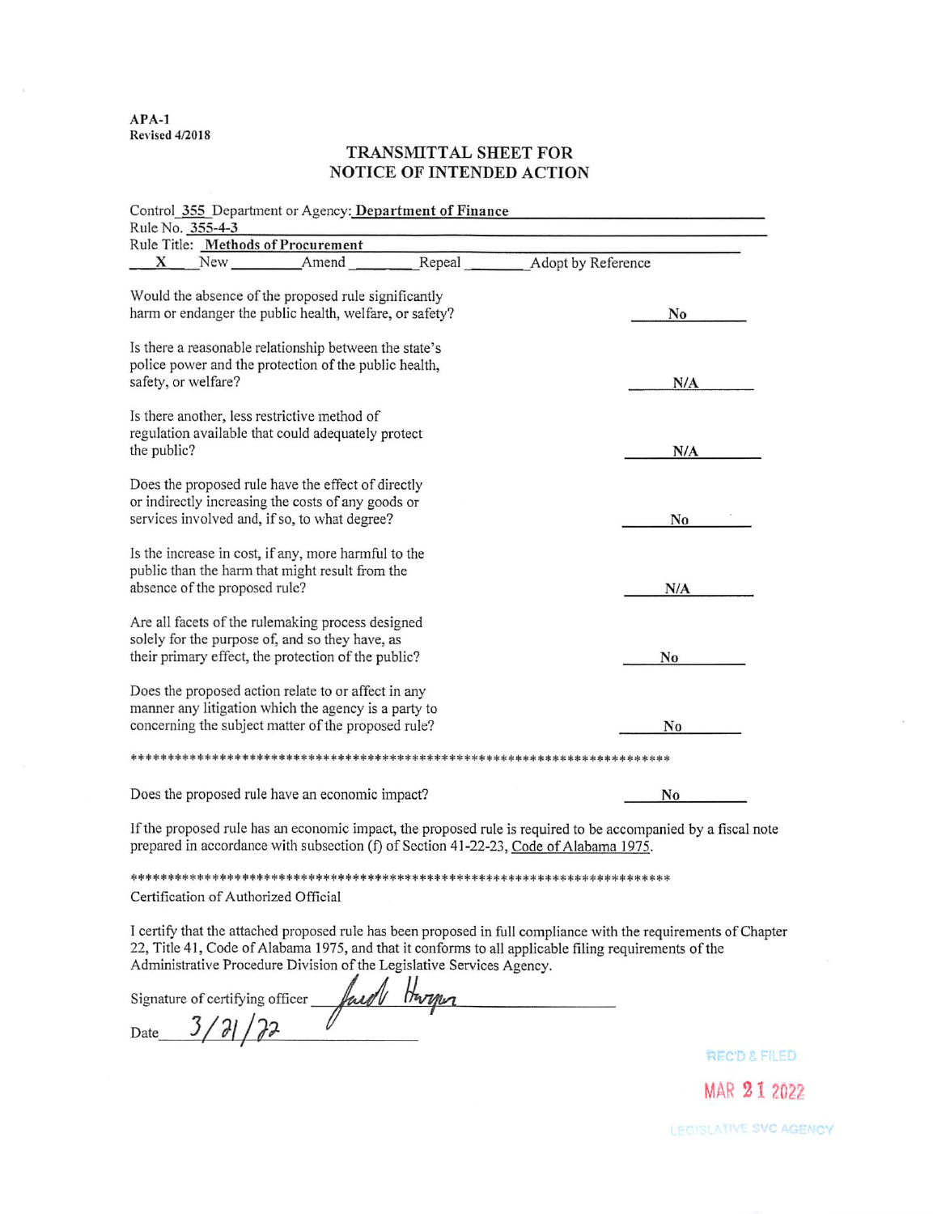APA-1
Revised 4/2018

# TRANSMITTAL SHEET FOR NOTICE OF INTENDED ACTION

Control **355** Department or Agency: **Department of Finance**

Rule No. **355-4-3**

Rule Title: **Methods of Procurement**

**X** New ______ Amend ______ Repeal ______ Adopt by Reference

| | |
|---|---|
| Would the absence of the proposed rule significantly harm or endanger the public health, welfare, or safety? | No |
| Is there a reasonable relationship between the state's police power and the protection of the public health, safety, or welfare? | N/A |
| Is there another, less restrictive method of regulation available that could adequately protect the public? | N/A |
| Does the proposed rule have the effect of directly or indirectly increasing the costs of any goods or services involved and, if so, to what degree? | No |
| Is the increase in cost, if any, more harmful to the public than the harm that might result from the absence of the proposed rule? | N/A |
| Are all facets of the rulemaking process designed solely for the purpose of, and so they have, as their primary effect, the protection of the public? | No |
| Does the proposed action relate to or affect in any manner any litigation which the agency is a party to concerning the subject matter of the proposed rule? | No |

*************************************************************************

Does the proposed rule have an economic impact? **No**

If the proposed rule has an economic impact, the proposed rule is required to be accompanied by a fiscal note prepared in accordance with subsection (f) of Section 41-22-23, Code of Alabama 1975.

*************************************************************************

Certification of Authorized Official

I certify that the attached proposed rule has been proposed in full compliance with the requirements of Chapter 22, Title 41, Code of Alabama 1975, and that it conforms to all applicable filing requirements of the Administrative Procedure Division of the Legislative Services Agency.

Signature of certifying officer *Judd Harper*

Date 3/21/22

REC'D & FILED
MAR 21 2022
LEGISLATIVE SVC AGENCY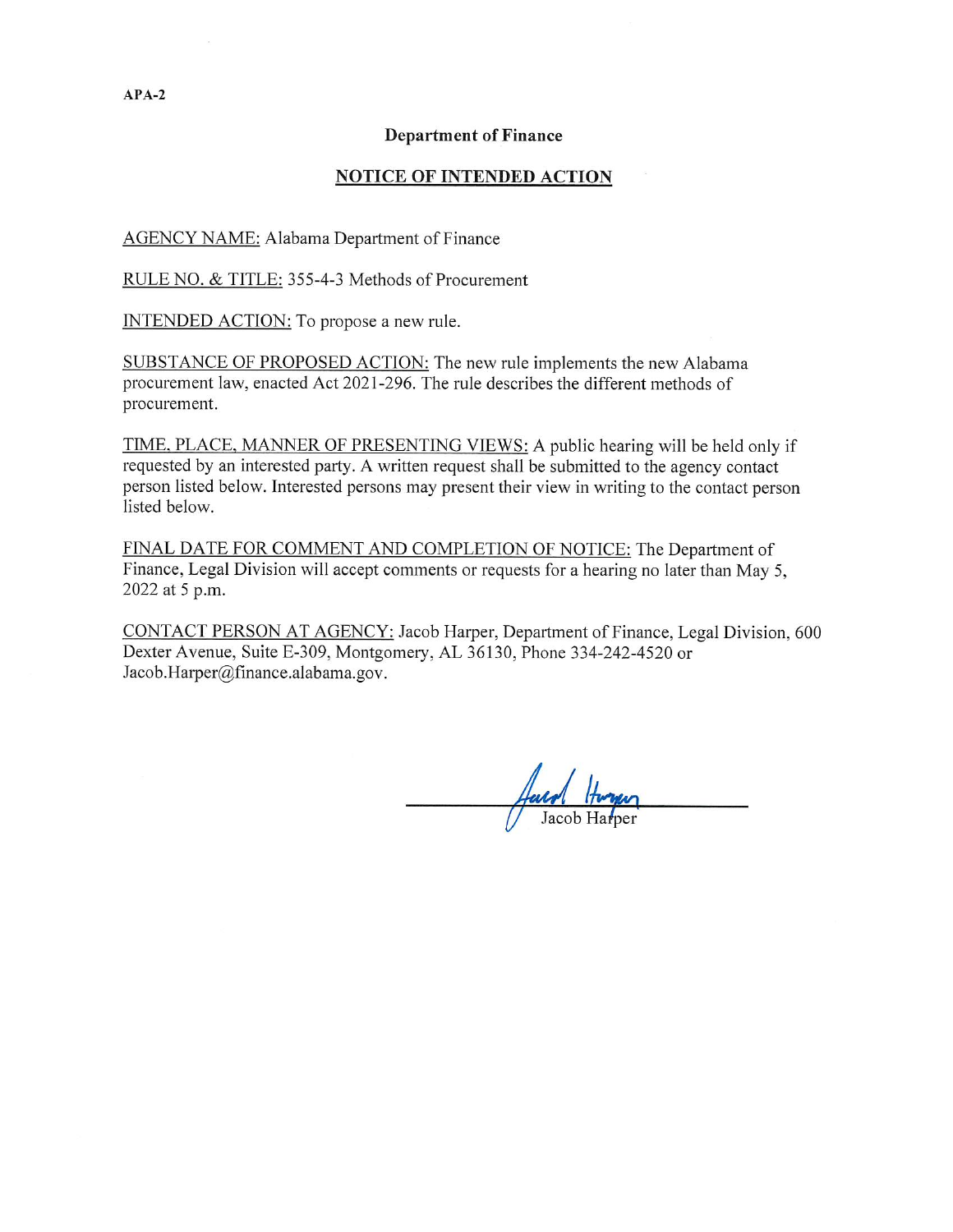APA-2

**Department of Finance**

**NOTICE OF INTENDED ACTION**

AGENCY NAME: Alabama Department of Finance

RULE NO. & TITLE: 355-4-3 Methods of Procurement

INTENDED ACTION: To propose a new rule.

SUBSTANCE OF PROPOSED ACTION: The new rule implements the new Alabama procurement law, enacted Act 2021-296. The rule describes the different methods of procurement.

TIME, PLACE, MANNER OF PRESENTING VIEWS: A public hearing will be held only if requested by an interested party. A written request shall be submitted to the agency contact person listed below. Interested persons may present their view in writing to the contact person listed below.

FINAL DATE FOR COMMENT AND COMPLETION OF NOTICE: The Department of Finance, Legal Division will accept comments or requests for a hearing no later than May 5, 2022 at 5 p.m.

CONTACT PERSON AT AGENCY: Jacob Harper, Department of Finance, Legal Division, 600 Dexter Avenue, Suite E-309, Montgomery, AL 36130, Phone 334-242-4520 or Jacob.Harper@finance.alabama.gov.

Jacob Harper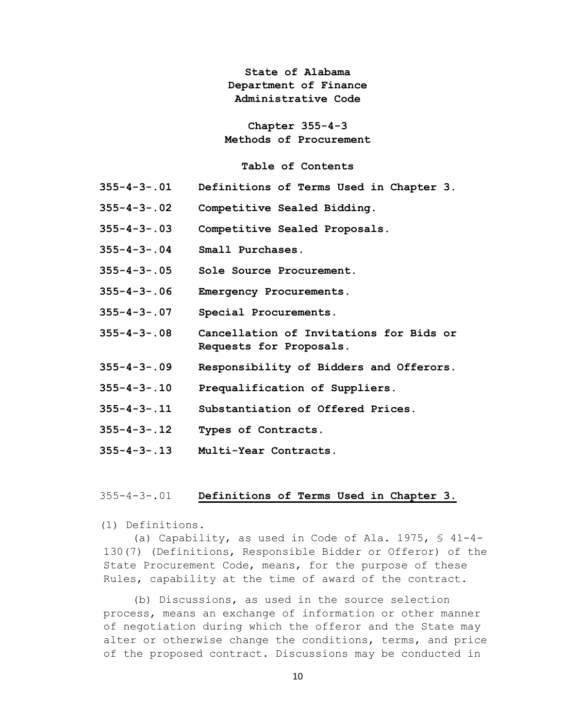**State of Alabama**
**Department of Finance**
**Administrative Code**

**Chapter 355-4-3**
**Methods of Procurement**

**Table of Contents**

| | |
|---|---|
| **355-4-3-.01** | **Definitions of Terms Used in Chapter 3.** |
| **355-4-3-.02** | **Competitive Sealed Bidding.** |
| **355-4-3-.03** | **Competitive Sealed Proposals.** |
| **355-4-3-.04** | **Small Purchases.** |
| **355-4-3-.05** | **Sole Source Procurement.** |
| **355-4-3-.06** | **Emergency Procurements.** |
| **355-4-3-.07** | **Special Procurements.** |
| **355-4-3-.08** | **Cancellation of Invitations for Bids or Requests for Proposals.** |
| **355-4-3-.09** | **Responsibility of Bidders and Offerors.** |
| **355-4-3-.10** | **Prequalification of Suppliers.** |
| **355-4-3-.11** | **Substantiation of Offered Prices.** |
| **355-4-3-.12** | **Types of Contracts.** |
| **355-4-3-.13** | **Multi-Year Contracts.** |

355-4-3-.01 **Definitions of Terms Used in Chapter 3.**

(1) Definitions.

(a) Capability, as used in Code of Ala. 1975, § 41-4-130(7) (Definitions, Responsible Bidder or Offeror) of the State Procurement Code, means, for the purpose of these Rules, capability at the time of award of the contract.

(b) Discussions, as used in the source selection process, means an exchange of information or other manner of negotiation during which the offeror and the State may alter or otherwise change the conditions, terms, and price of the proposed contract. Discussions may be conducted in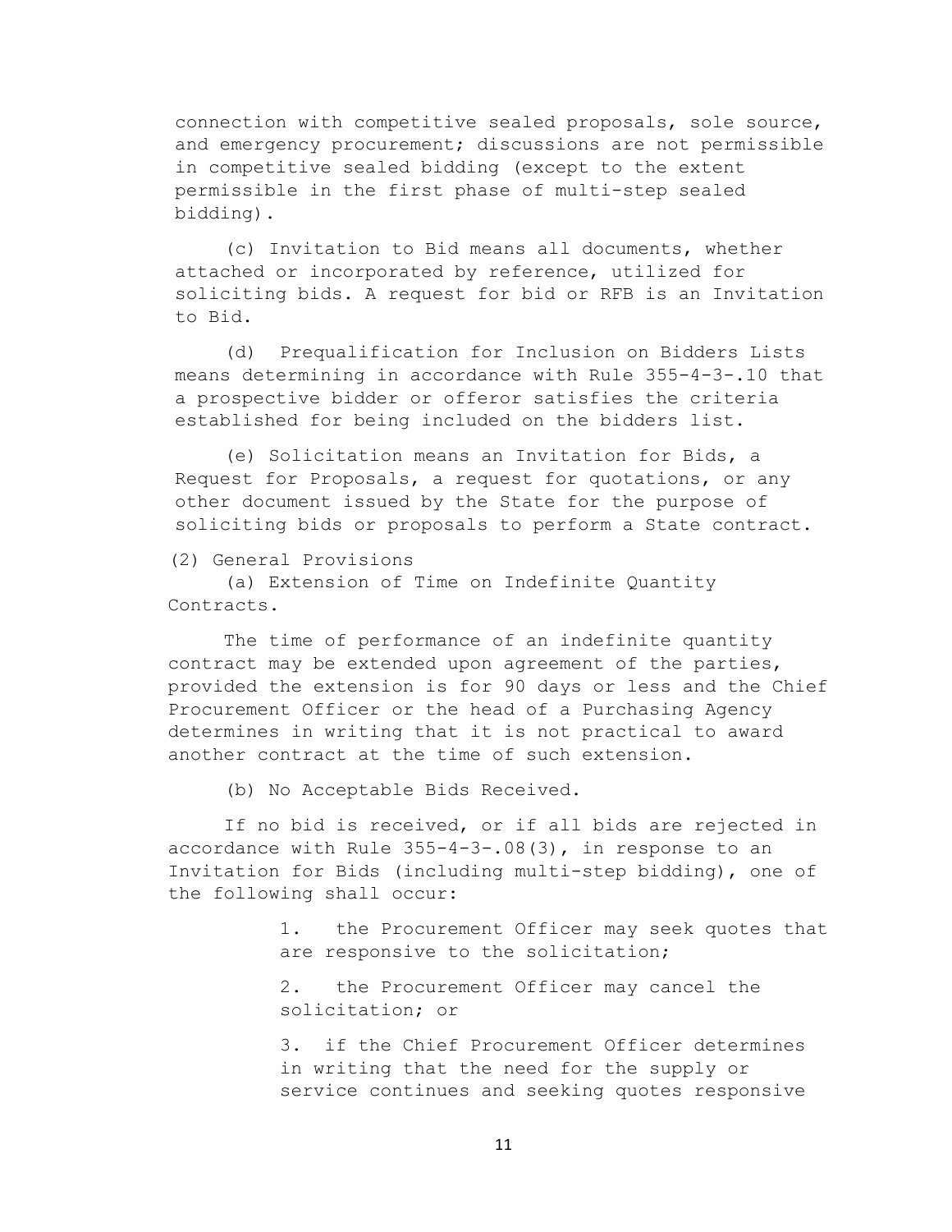connection with competitive sealed proposals, sole source, and emergency procurement; discussions are not permissible in competitive sealed bidding (except to the extent permissible in the first phase of multi-step sealed bidding).

(c) Invitation to Bid means all documents, whether attached or incorporated by reference, utilized for soliciting bids. A request for bid or RFB is an Invitation to Bid.

(d) Prequalification for Inclusion on Bidders Lists means determining in accordance with Rule 355-4-3-.10 that a prospective bidder or offeror satisfies the criteria established for being included on the bidders list.

(e) Solicitation means an Invitation for Bids, a Request for Proposals, a request for quotations, or any other document issued by the State for the purpose of soliciting bids or proposals to perform a State contract.

(2) General Provisions

(a) Extension of Time on Indefinite Quantity Contracts.

The time of performance of an indefinite quantity contract may be extended upon agreement of the parties, provided the extension is for 90 days or less and the Chief Procurement Officer or the head of a Purchasing Agency determines in writing that it is not practical to award another contract at the time of such extension.

(b) No Acceptable Bids Received.

If no bid is received, or if all bids are rejected in accordance with Rule 355-4-3-.08(3), in response to an Invitation for Bids (including multi-step bidding), one of the following shall occur:

1. the Procurement Officer may seek quotes that are responsive to the solicitation;

2. the Procurement Officer may cancel the solicitation; or

3. if the Chief Procurement Officer determines in writing that the need for the supply or service continues and seeking quotes responsive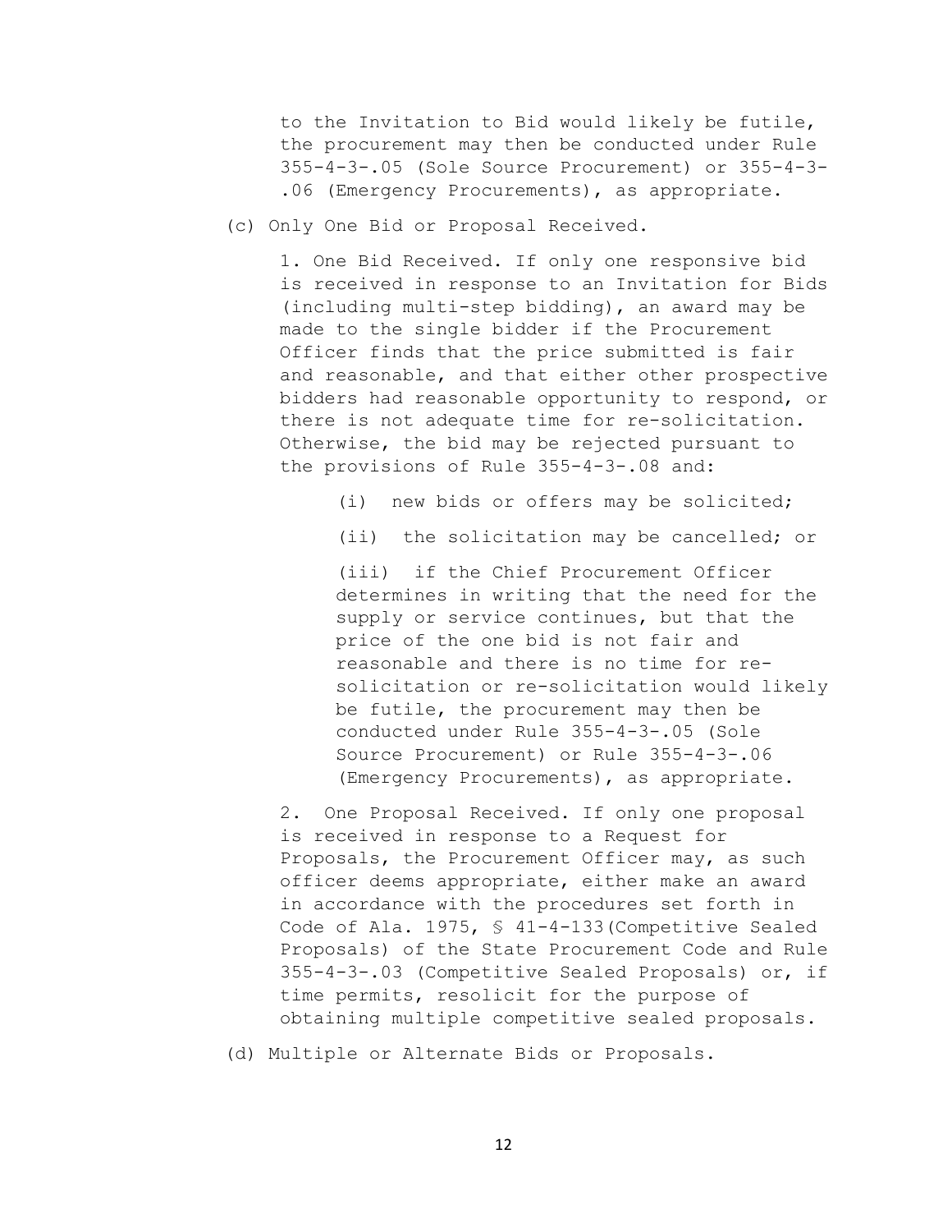to the Invitation to Bid would likely be futile, the procurement may then be conducted under Rule 355-4-3-.05 (Sole Source Procurement) or 355-4-3-.06 (Emergency Procurements), as appropriate.

(c) Only One Bid or Proposal Received.

1. One Bid Received. If only one responsive bid is received in response to an Invitation for Bids (including multi-step bidding), an award may be made to the single bidder if the Procurement Officer finds that the price submitted is fair and reasonable, and that either other prospective bidders had reasonable opportunity to respond, or there is not adequate time for re-solicitation. Otherwise, the bid may be rejected pursuant to the provisions of Rule 355-4-3-.08 and:

(i) new bids or offers may be solicited;

(ii) the solicitation may be cancelled; or

(iii) if the Chief Procurement Officer determines in writing that the need for the supply or service continues, but that the price of the one bid is not fair and reasonable and there is no time for re-solicitation or re-solicitation would likely be futile, the procurement may then be conducted under Rule 355-4-3-.05 (Sole Source Procurement) or Rule 355-4-3-.06 (Emergency Procurements), as appropriate.

2. One Proposal Received. If only one proposal is received in response to a Request for Proposals, the Procurement Officer may, as such officer deems appropriate, either make an award in accordance with the procedures set forth in Code of Ala. 1975, § 41-4-133(Competitive Sealed Proposals) of the State Procurement Code and Rule 355-4-3-.03 (Competitive Sealed Proposals) or, if time permits, resolicit for the purpose of obtaining multiple competitive sealed proposals.

(d) Multiple or Alternate Bids or Proposals.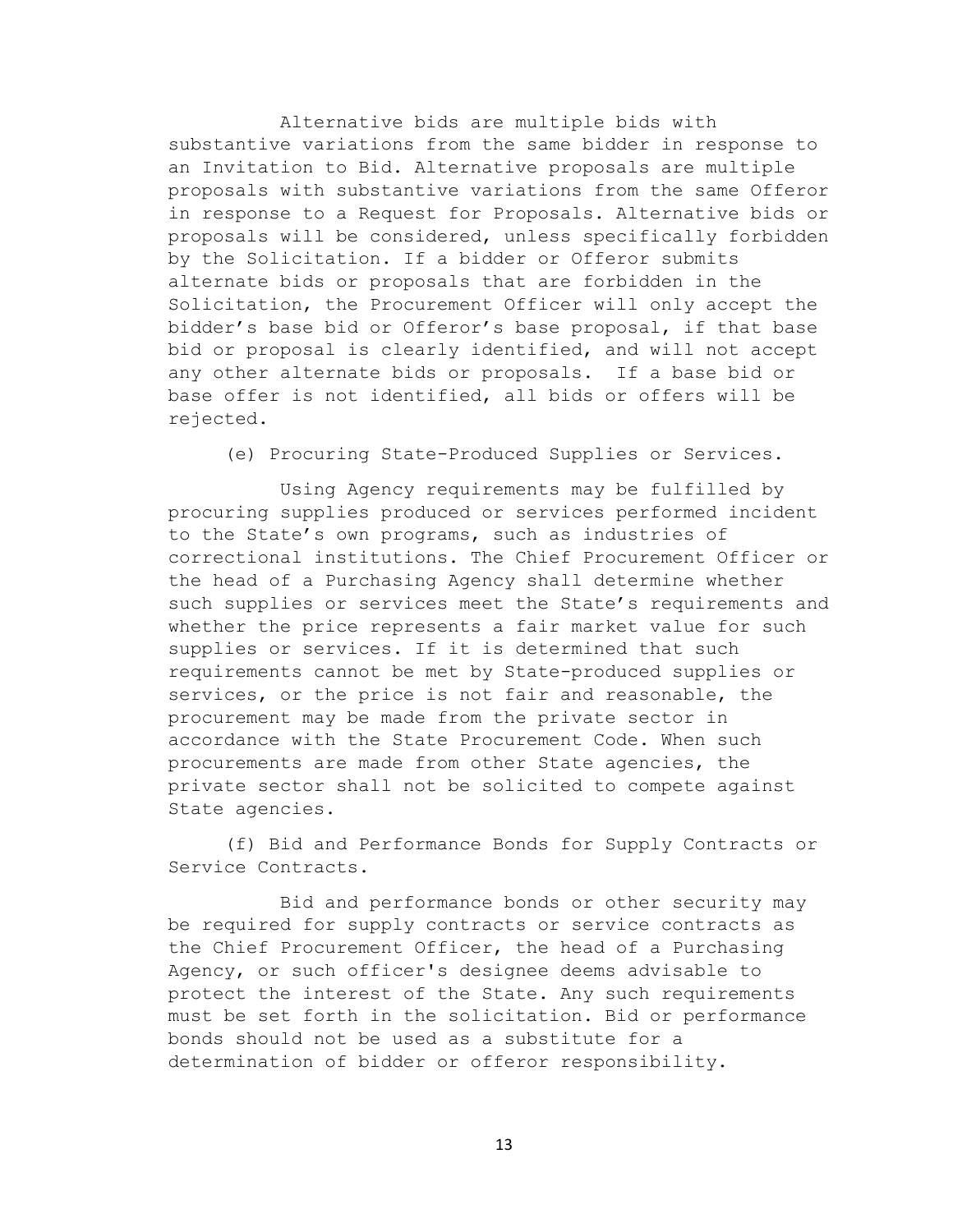Alternative bids are multiple bids with substantive variations from the same bidder in response to an Invitation to Bid. Alternative proposals are multiple proposals with substantive variations from the same Offeror in response to a Request for Proposals. Alternative bids or proposals will be considered, unless specifically forbidden by the Solicitation. If a bidder or Offeror submits alternate bids or proposals that are forbidden in the Solicitation, the Procurement Officer will only accept the bidder's base bid or Offeror's base proposal, if that base bid or proposal is clearly identified, and will not accept any other alternate bids or proposals. If a base bid or base offer is not identified, all bids or offers will be rejected.

(e) Procuring State-Produced Supplies or Services.

Using Agency requirements may be fulfilled by procuring supplies produced or services performed incident to the State's own programs, such as industries of correctional institutions. The Chief Procurement Officer or the head of a Purchasing Agency shall determine whether such supplies or services meet the State's requirements and whether the price represents a fair market value for such supplies or services. If it is determined that such requirements cannot be met by State-produced supplies or services, or the price is not fair and reasonable, the procurement may be made from the private sector in accordance with the State Procurement Code. When such procurements are made from other State agencies, the private sector shall not be solicited to compete against State agencies.

(f) Bid and Performance Bonds for Supply Contracts or Service Contracts.

Bid and performance bonds or other security may be required for supply contracts or service contracts as the Chief Procurement Officer, the head of a Purchasing Agency, or such officer's designee deems advisable to protect the interest of the State. Any such requirements must be set forth in the solicitation. Bid or performance bonds should not be used as a substitute for a determination of bidder or offeror responsibility.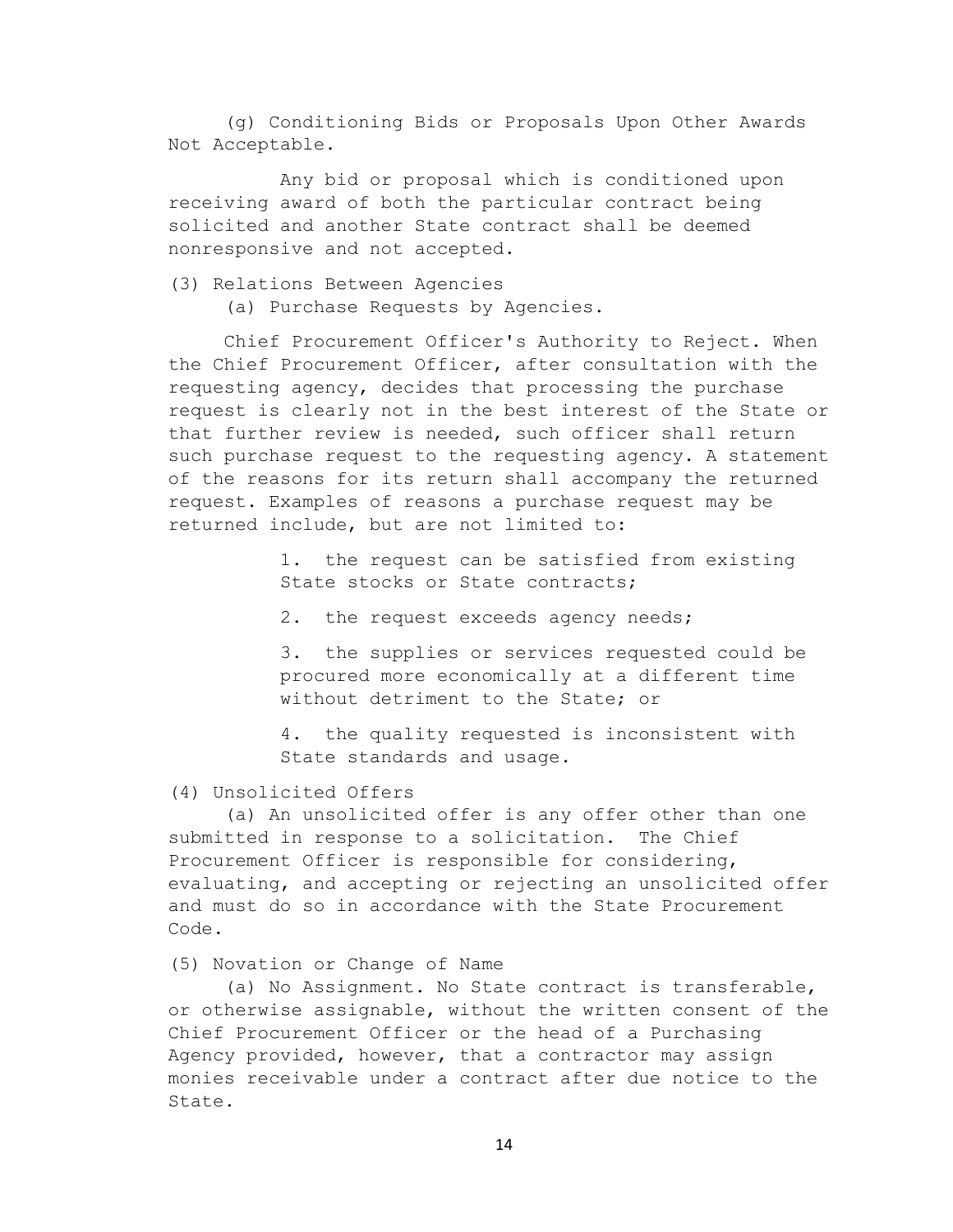(g) Conditioning Bids or Proposals Upon Other Awards Not Acceptable.

Any bid or proposal which is conditioned upon receiving award of both the particular contract being solicited and another State contract shall be deemed nonresponsive and not accepted.

(3) Relations Between Agencies

(a) Purchase Requests by Agencies.

Chief Procurement Officer's Authority to Reject. When the Chief Procurement Officer, after consultation with the requesting agency, decides that processing the purchase request is clearly not in the best interest of the State or that further review is needed, such officer shall return such purchase request to the requesting agency. A statement of the reasons for its return shall accompany the returned request. Examples of reasons a purchase request may be returned include, but are not limited to:

1. the request can be satisfied from existing State stocks or State contracts;
2. the request exceeds agency needs;
3. the supplies or services requested could be procured more economically at a different time without detriment to the State; or
4. the quality requested is inconsistent with State standards and usage.

(4) Unsolicited Offers

(a) An unsolicited offer is any offer other than one submitted in response to a solicitation. The Chief Procurement Officer is responsible for considering, evaluating, and accepting or rejecting an unsolicited offer and must do so in accordance with the State Procurement Code.

(5) Novation or Change of Name

(a) No Assignment. No State contract is transferable, or otherwise assignable, without the written consent of the Chief Procurement Officer or the head of a Purchasing Agency provided, however, that a contractor may assign monies receivable under a contract after due notice to the State.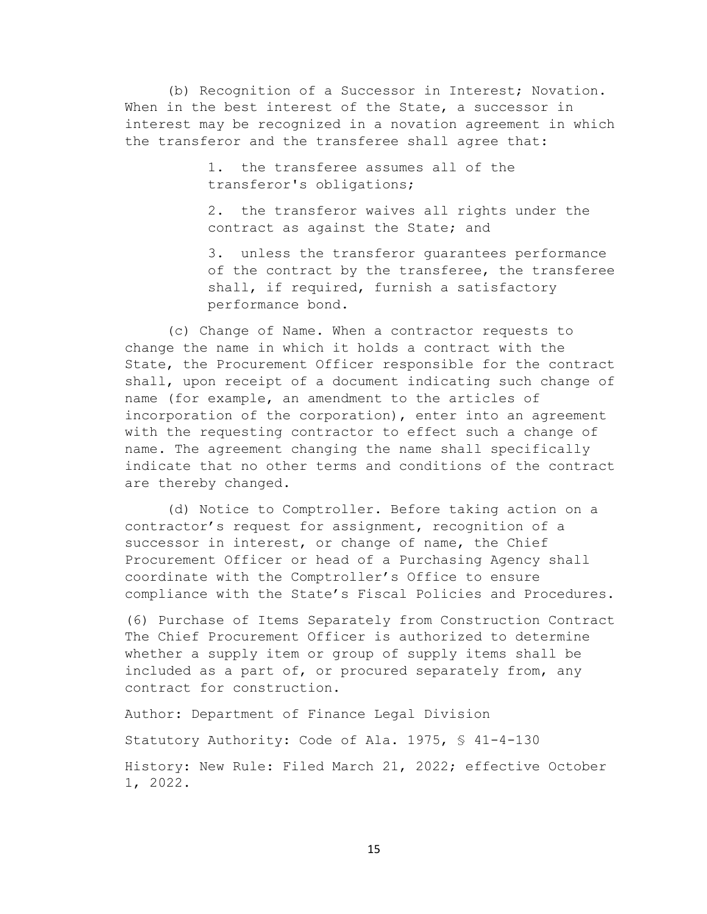(b) Recognition of a Successor in Interest; Novation. When in the best interest of the State, a successor in interest may be recognized in a novation agreement in which the transferor and the transferee shall agree that:

1. the transferee assumes all of the transferor's obligations;
2. the transferor waives all rights under the contract as against the State; and
3. unless the transferor guarantees performance of the contract by the transferee, the transferee shall, if required, furnish a satisfactory performance bond.

(c) Change of Name. When a contractor requests to change the name in which it holds a contract with the State, the Procurement Officer responsible for the contract shall, upon receipt of a document indicating such change of name (for example, an amendment to the articles of incorporation of the corporation), enter into an agreement with the requesting contractor to effect such a change of name. The agreement changing the name shall specifically indicate that no other terms and conditions of the contract are thereby changed.

(d) Notice to Comptroller. Before taking action on a contractor's request for assignment, recognition of a successor in interest, or change of name, the Chief Procurement Officer or head of a Purchasing Agency shall coordinate with the Comptroller's Office to ensure compliance with the State's Fiscal Policies and Procedures.

(6) Purchase of Items Separately from Construction Contract The Chief Procurement Officer is authorized to determine whether a supply item or group of supply items shall be included as a part of, or procured separately from, any contract for construction.

Author: Department of Finance Legal Division

Statutory Authority: Code of Ala. 1975, § 41-4-130

History: New Rule: Filed March 21, 2022; effective October 1, 2022.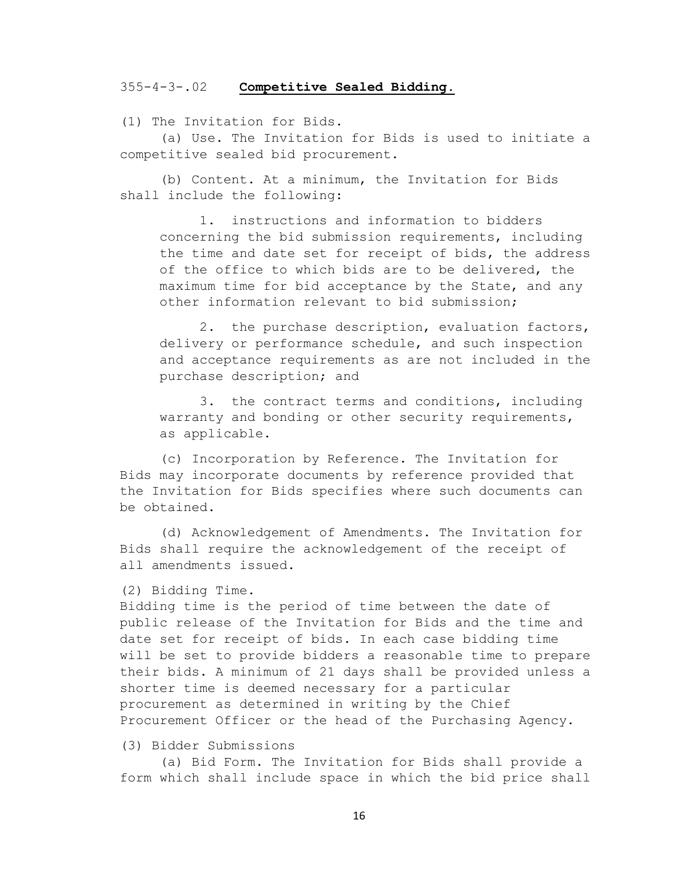355-4-3-.02 **Competitive Sealed Bidding.**

(1) The Invitation for Bids.

(a) Use. The Invitation for Bids is used to initiate a competitive sealed bid procurement.

(b) Content. At a minimum, the Invitation for Bids shall include the following:

1. instructions and information to bidders concerning the bid submission requirements, including the time and date set for receipt of bids, the address of the office to which bids are to be delivered, the maximum time for bid acceptance by the State, and any other information relevant to bid submission;

2. the purchase description, evaluation factors, delivery or performance schedule, and such inspection and acceptance requirements as are not included in the purchase description; and

3. the contract terms and conditions, including warranty and bonding or other security requirements, as applicable.

(c) Incorporation by Reference. The Invitation for Bids may incorporate documents by reference provided that the Invitation for Bids specifies where such documents can be obtained.

(d) Acknowledgement of Amendments. The Invitation for Bids shall require the acknowledgement of the receipt of all amendments issued.

(2) Bidding Time.

Bidding time is the period of time between the date of public release of the Invitation for Bids and the time and date set for receipt of bids. In each case bidding time will be set to provide bidders a reasonable time to prepare their bids. A minimum of 21 days shall be provided unless a shorter time is deemed necessary for a particular procurement as determined in writing by the Chief Procurement Officer or the head of the Purchasing Agency.

(3) Bidder Submissions

(a) Bid Form. The Invitation for Bids shall provide a form which shall include space in which the bid price shall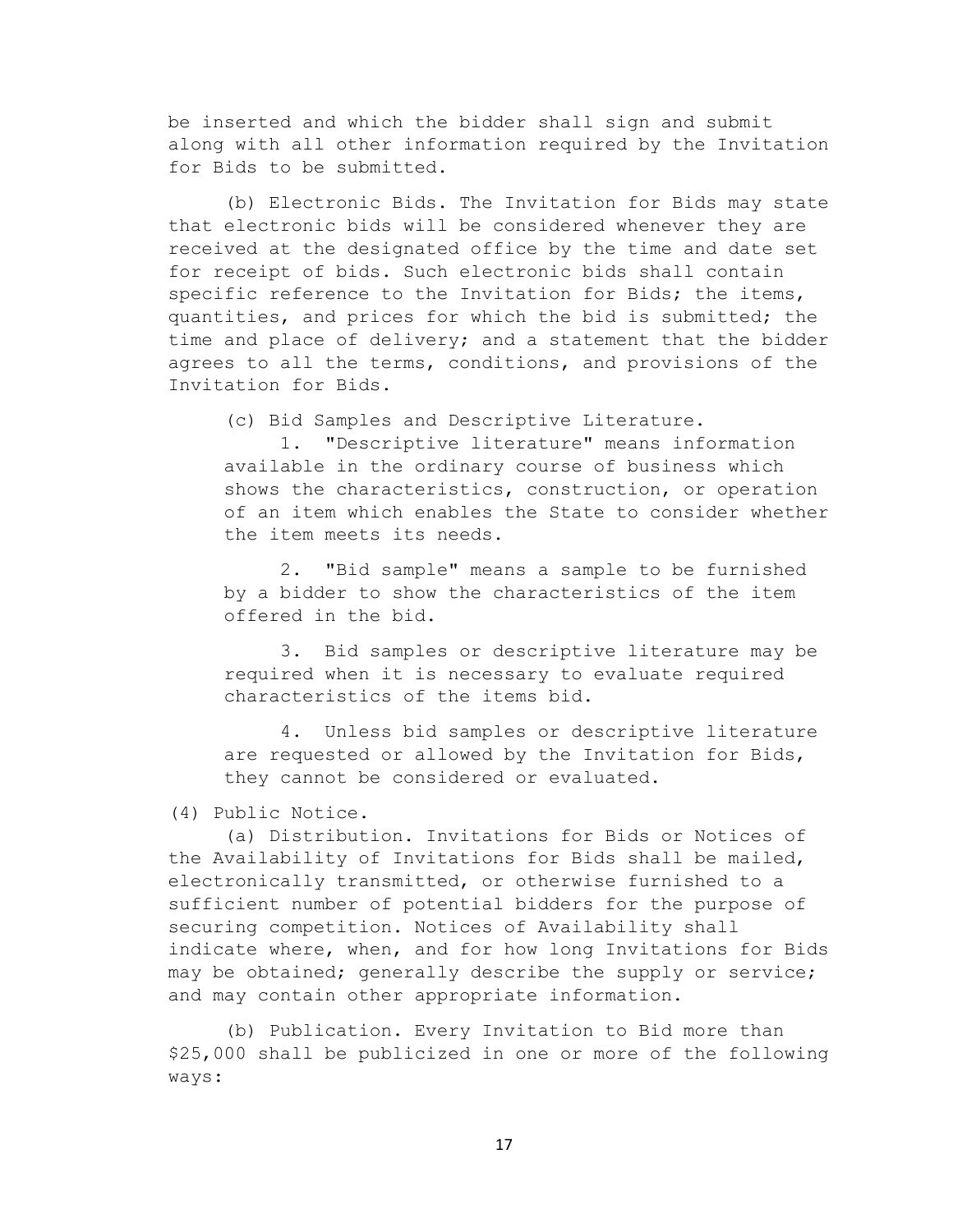be inserted and which the bidder shall sign and submit along with all other information required by the Invitation for Bids to be submitted.

(b) Electronic Bids. The Invitation for Bids may state that electronic bids will be considered whenever they are received at the designated office by the time and date set for receipt of bids. Such electronic bids shall contain specific reference to the Invitation for Bids; the items, quantities, and prices for which the bid is submitted; the time and place of delivery; and a statement that the bidder agrees to all the terms, conditions, and provisions of the Invitation for Bids.

(c) Bid Samples and Descriptive Literature.

1. "Descriptive literature" means information available in the ordinary course of business which shows the characteristics, construction, or operation of an item which enables the State to consider whether the item meets its needs.

2. "Bid sample" means a sample to be furnished by a bidder to show the characteristics of the item offered in the bid.

3. Bid samples or descriptive literature may be required when it is necessary to evaluate required characteristics of the items bid.

4. Unless bid samples or descriptive literature are requested or allowed by the Invitation for Bids, they cannot be considered or evaluated.

(4) Public Notice.

(a) Distribution. Invitations for Bids or Notices of the Availability of Invitations for Bids shall be mailed, electronically transmitted, or otherwise furnished to a sufficient number of potential bidders for the purpose of securing competition. Notices of Availability shall indicate where, when, and for how long Invitations for Bids may be obtained; generally describe the supply or service; and may contain other appropriate information.

(b) Publication. Every Invitation to Bid more than $25,000 shall be publicized in one or more of the following ways: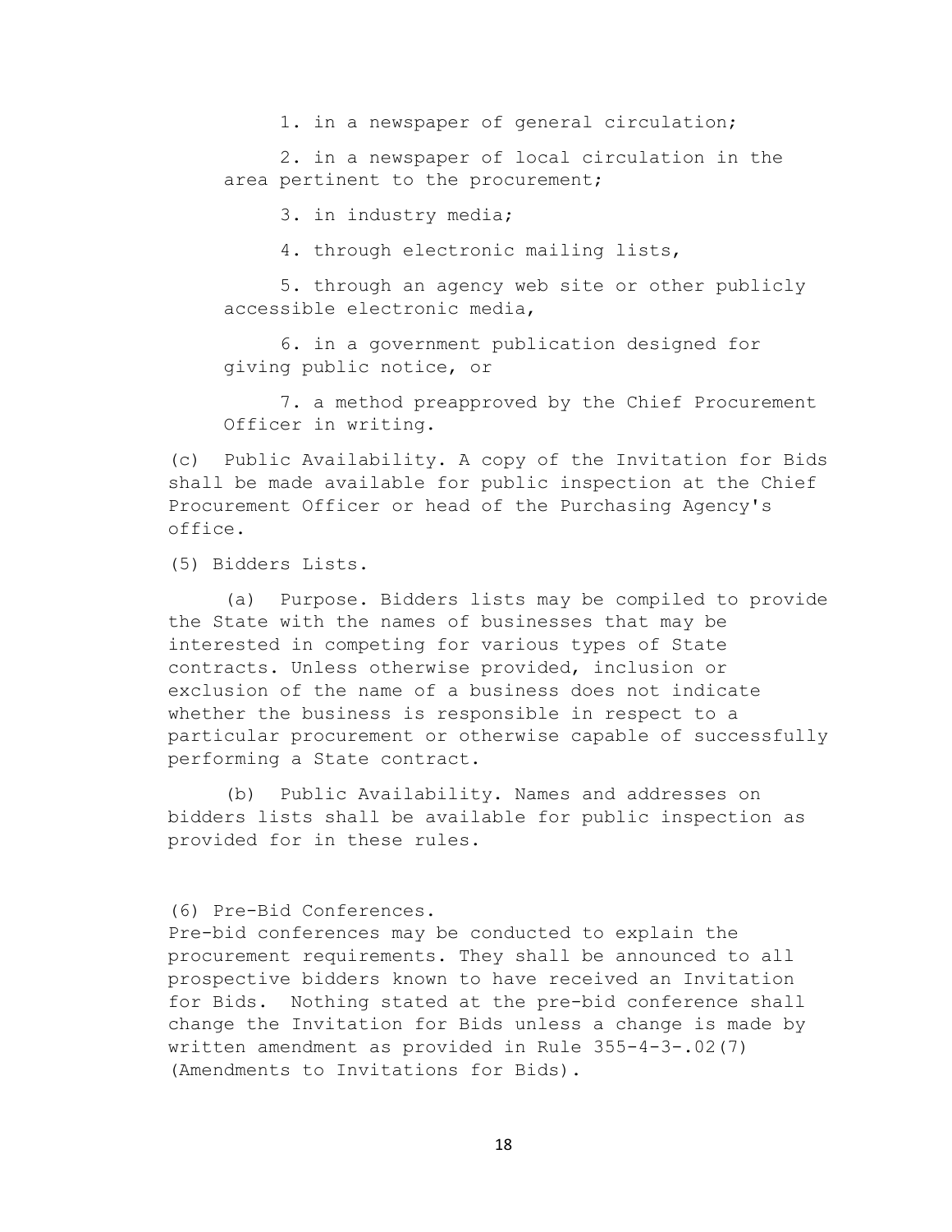1. in a newspaper of general circulation;

2. in a newspaper of local circulation in the area pertinent to the procurement;

3. in industry media;

4. through electronic mailing lists,

5. through an agency web site or other publicly accessible electronic media,

6. in a government publication designed for giving public notice, or

7. a method preapproved by the Chief Procurement Officer in writing.

(c) Public Availability. A copy of the Invitation for Bids shall be made available for public inspection at the Chief Procurement Officer or head of the Purchasing Agency's office.

(5) Bidders Lists.

(a) Purpose. Bidders lists may be compiled to provide the State with the names of businesses that may be interested in competing for various types of State contracts. Unless otherwise provided, inclusion or exclusion of the name of a business does not indicate whether the business is responsible in respect to a particular procurement or otherwise capable of successfully performing a State contract.

(b) Public Availability. Names and addresses on bidders lists shall be available for public inspection as provided for in these rules.

(6) Pre-Bid Conferences.
Pre-bid conferences may be conducted to explain the procurement requirements. They shall be announced to all prospective bidders known to have received an Invitation for Bids. Nothing stated at the pre-bid conference shall change the Invitation for Bids unless a change is made by written amendment as provided in Rule 355-4-3-.02(7) (Amendments to Invitations for Bids).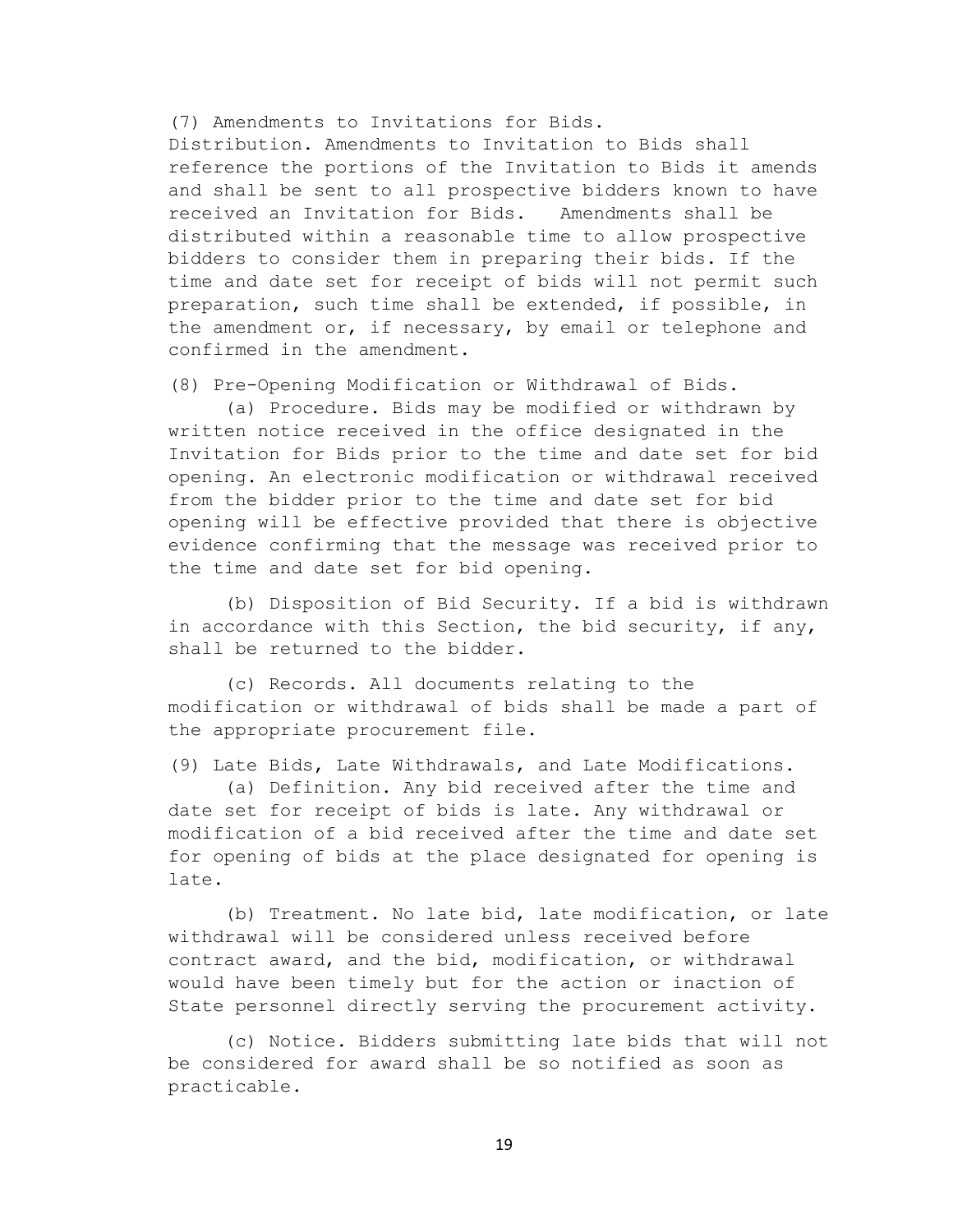(7) Amendments to Invitations for Bids.

Distribution. Amendments to Invitation to Bids shall reference the portions of the Invitation to Bids it amends and shall be sent to all prospective bidders known to have received an Invitation for Bids. Amendments shall be distributed within a reasonable time to allow prospective bidders to consider them in preparing their bids. If the time and date set for receipt of bids will not permit such preparation, such time shall be extended, if possible, in the amendment or, if necessary, by email or telephone and confirmed in the amendment.

(8) Pre-Opening Modification or Withdrawal of Bids.

(a) Procedure. Bids may be modified or withdrawn by written notice received in the office designated in the Invitation for Bids prior to the time and date set for bid opening. An electronic modification or withdrawal received from the bidder prior to the time and date set for bid opening will be effective provided that there is objective evidence confirming that the message was received prior to the time and date set for bid opening.

(b) Disposition of Bid Security. If a bid is withdrawn in accordance with this Section, the bid security, if any, shall be returned to the bidder.

(c) Records. All documents relating to the modification or withdrawal of bids shall be made a part of the appropriate procurement file.

(9) Late Bids, Late Withdrawals, and Late Modifications.

(a) Definition. Any bid received after the time and date set for receipt of bids is late. Any withdrawal or modification of a bid received after the time and date set for opening of bids at the place designated for opening is late.

(b) Treatment. No late bid, late modification, or late withdrawal will be considered unless received before contract award, and the bid, modification, or withdrawal would have been timely but for the action or inaction of State personnel directly serving the procurement activity.

(c) Notice. Bidders submitting late bids that will not be considered for award shall be so notified as soon as practicable.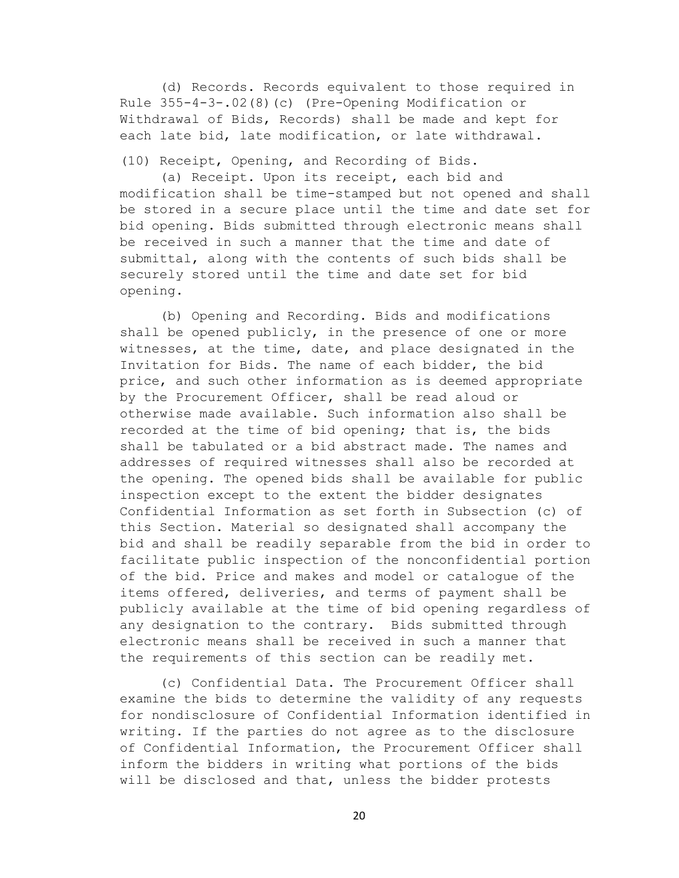(d) Records. Records equivalent to those required in Rule 355-4-3-.02(8)(c) (Pre-Opening Modification or Withdrawal of Bids, Records) shall be made and kept for each late bid, late modification, or late withdrawal.

(10) Receipt, Opening, and Recording of Bids.

(a) Receipt. Upon its receipt, each bid and modification shall be time-stamped but not opened and shall be stored in a secure place until the time and date set for bid opening. Bids submitted through electronic means shall be received in such a manner that the time and date of submittal, along with the contents of such bids shall be securely stored until the time and date set for bid opening.

(b) Opening and Recording. Bids and modifications shall be opened publicly, in the presence of one or more witnesses, at the time, date, and place designated in the Invitation for Bids. The name of each bidder, the bid price, and such other information as is deemed appropriate by the Procurement Officer, shall be read aloud or otherwise made available. Such information also shall be recorded at the time of bid opening; that is, the bids shall be tabulated or a bid abstract made. The names and addresses of required witnesses shall also be recorded at the opening. The opened bids shall be available for public inspection except to the extent the bidder designates Confidential Information as set forth in Subsection (c) of this Section. Material so designated shall accompany the bid and shall be readily separable from the bid in order to facilitate public inspection of the nonconfidential portion of the bid. Price and makes and model or catalogue of the items offered, deliveries, and terms of payment shall be publicly available at the time of bid opening regardless of any designation to the contrary. Bids submitted through electronic means shall be received in such a manner that the requirements of this section can be readily met.

(c) Confidential Data. The Procurement Officer shall examine the bids to determine the validity of any requests for nondisclosure of Confidential Information identified in writing. If the parties do not agree as to the disclosure of Confidential Information, the Procurement Officer shall inform the bidders in writing what portions of the bids will be disclosed and that, unless the bidder protests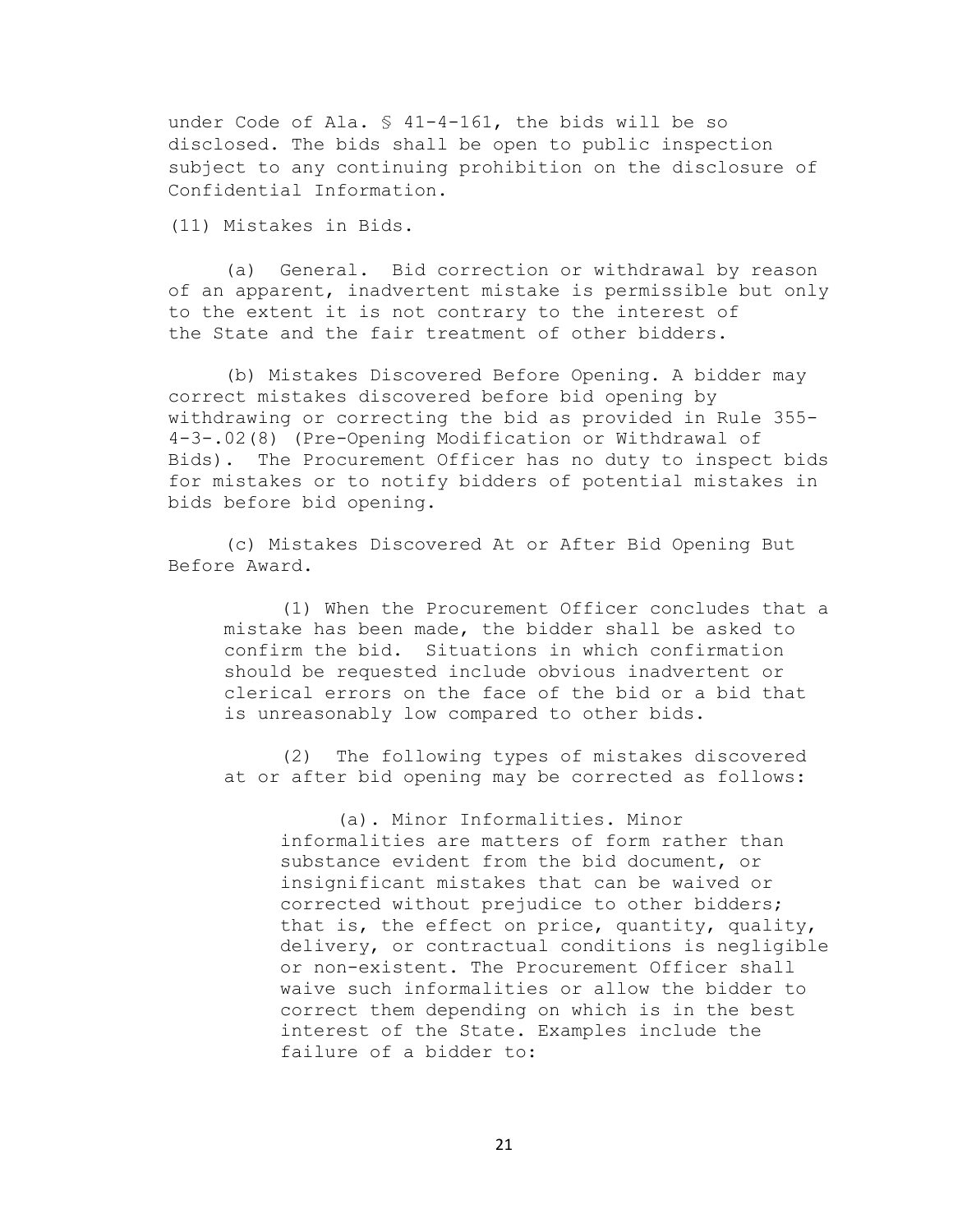under Code of Ala. § 41-4-161, the bids will be so disclosed. The bids shall be open to public inspection subject to any continuing prohibition on the disclosure of Confidential Information.

(11) Mistakes in Bids.

(a) General. Bid correction or withdrawal by reason of an apparent, inadvertent mistake is permissible but only to the extent it is not contrary to the interest of the State and the fair treatment of other bidders.

(b) Mistakes Discovered Before Opening. A bidder may correct mistakes discovered before bid opening by withdrawing or correcting the bid as provided in Rule 355-4-3-.02(8) (Pre-Opening Modification or Withdrawal of Bids). The Procurement Officer has no duty to inspect bids for mistakes or to notify bidders of potential mistakes in bids before bid opening.

(c) Mistakes Discovered At or After Bid Opening But Before Award.

(1) When the Procurement Officer concludes that a mistake has been made, the bidder shall be asked to confirm the bid. Situations in which confirmation should be requested include obvious inadvertent or clerical errors on the face of the bid or a bid that is unreasonably low compared to other bids.

(2) The following types of mistakes discovered at or after bid opening may be corrected as follows:

(a). Minor Informalities. Minor informalities are matters of form rather than substance evident from the bid document, or insignificant mistakes that can be waived or corrected without prejudice to other bidders; that is, the effect on price, quantity, quality, delivery, or contractual conditions is negligible or non-existent. The Procurement Officer shall waive such informalities or allow the bidder to correct them depending on which is in the best interest of the State. Examples include the failure of a bidder to: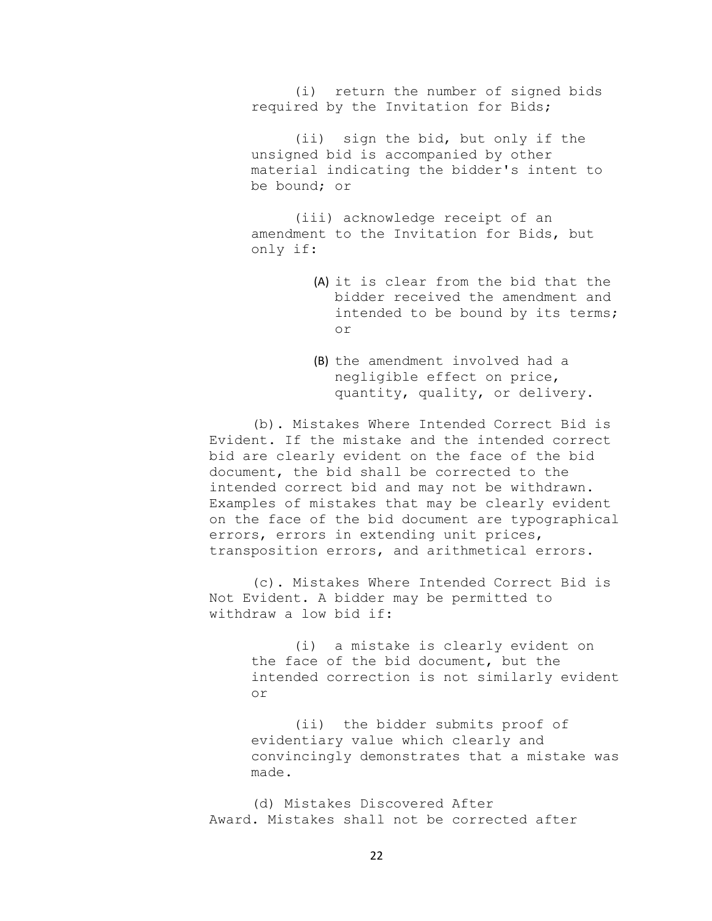(i) return the number of signed bids required by the Invitation for Bids;

(ii) sign the bid, but only if the unsigned bid is accompanied by other material indicating the bidder's intent to be bound; or

(iii) acknowledge receipt of an amendment to the Invitation for Bids, but only if:

(A) it is clear from the bid that the bidder received the amendment and intended to be bound by its terms; or

(B) the amendment involved had a negligible effect on price, quantity, quality, or delivery.

(b). Mistakes Where Intended Correct Bid is Evident. If the mistake and the intended correct bid are clearly evident on the face of the bid document, the bid shall be corrected to the intended correct bid and may not be withdrawn. Examples of mistakes that may be clearly evident on the face of the bid document are typographical errors, errors in extending unit prices, transposition errors, and arithmetical errors.

(c). Mistakes Where Intended Correct Bid is Not Evident. A bidder may be permitted to withdraw a low bid if:

(i) a mistake is clearly evident on the face of the bid document, but the intended correction is not similarly evident or

(ii) the bidder submits proof of evidentiary value which clearly and convincingly demonstrates that a mistake was made.

(d) Mistakes Discovered After Award. Mistakes shall not be corrected after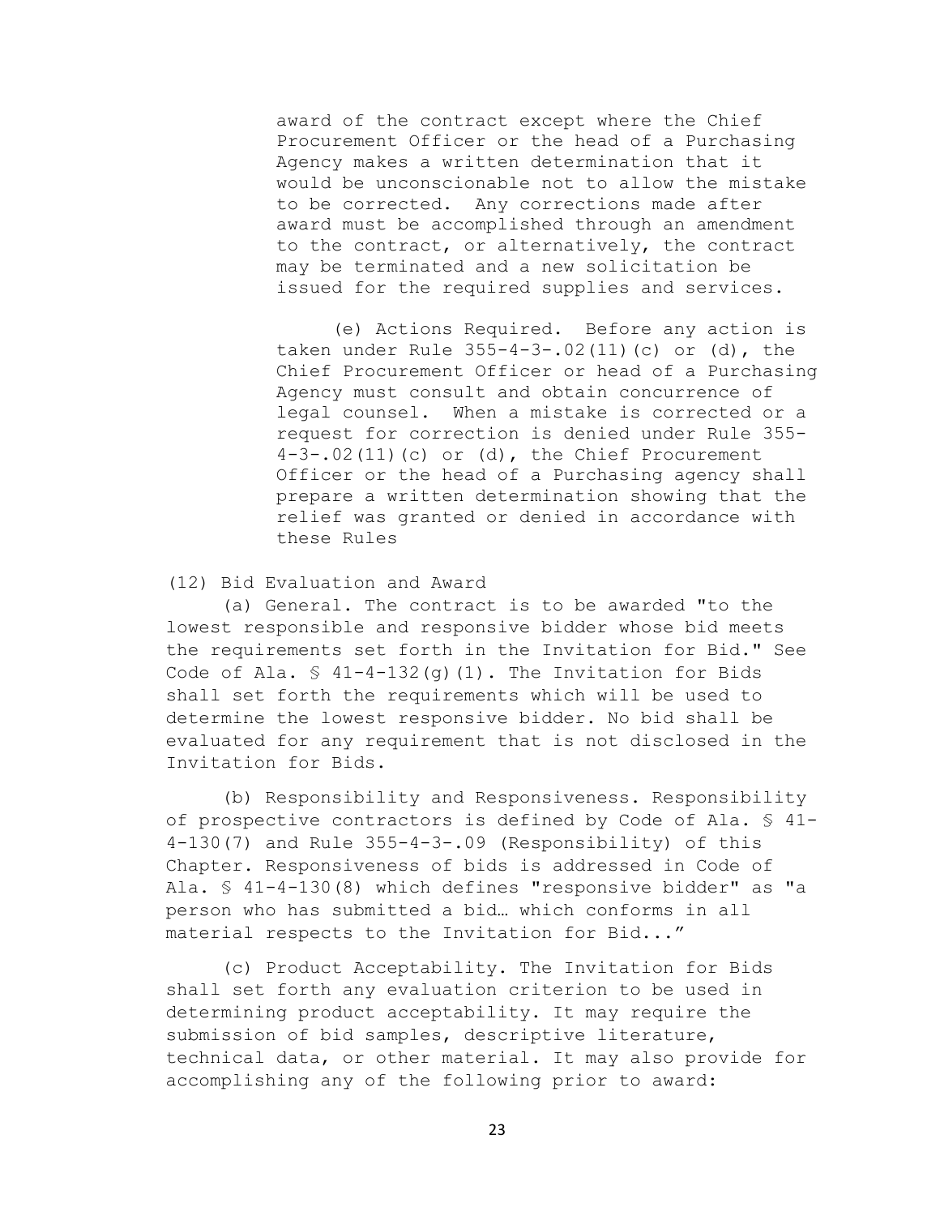award of the contract except where the Chief Procurement Officer or the head of a Purchasing Agency makes a written determination that it would be unconscionable not to allow the mistake to be corrected. Any corrections made after award must be accomplished through an amendment to the contract, or alternatively, the contract may be terminated and a new solicitation be issued for the required supplies and services.

(e) Actions Required. Before any action is taken under Rule 355-4-3-.02(11)(c) or (d), the Chief Procurement Officer or head of a Purchasing Agency must consult and obtain concurrence of legal counsel. When a mistake is corrected or a request for correction is denied under Rule 355-4-3-.02(11)(c) or (d), the Chief Procurement Officer or the head of a Purchasing agency shall prepare a written determination showing that the relief was granted or denied in accordance with these Rules

(12) Bid Evaluation and Award

(a) General. The contract is to be awarded "to the lowest responsible and responsive bidder whose bid meets the requirements set forth in the Invitation for Bid." See Code of Ala. § 41-4-132(g)(1). The Invitation for Bids shall set forth the requirements which will be used to determine the lowest responsive bidder. No bid shall be evaluated for any requirement that is not disclosed in the Invitation for Bids.

(b) Responsibility and Responsiveness. Responsibility of prospective contractors is defined by Code of Ala. § 41-4-130(7) and Rule 355-4-3-.09 (Responsibility) of this Chapter. Responsiveness of bids is addressed in Code of Ala. § 41-4-130(8) which defines "responsive bidder" as "a person who has submitted a bid… which conforms in all material respects to the Invitation for Bid..."

(c) Product Acceptability. The Invitation for Bids shall set forth any evaluation criterion to be used in determining product acceptability. It may require the submission of bid samples, descriptive literature, technical data, or other material. It may also provide for accomplishing any of the following prior to award: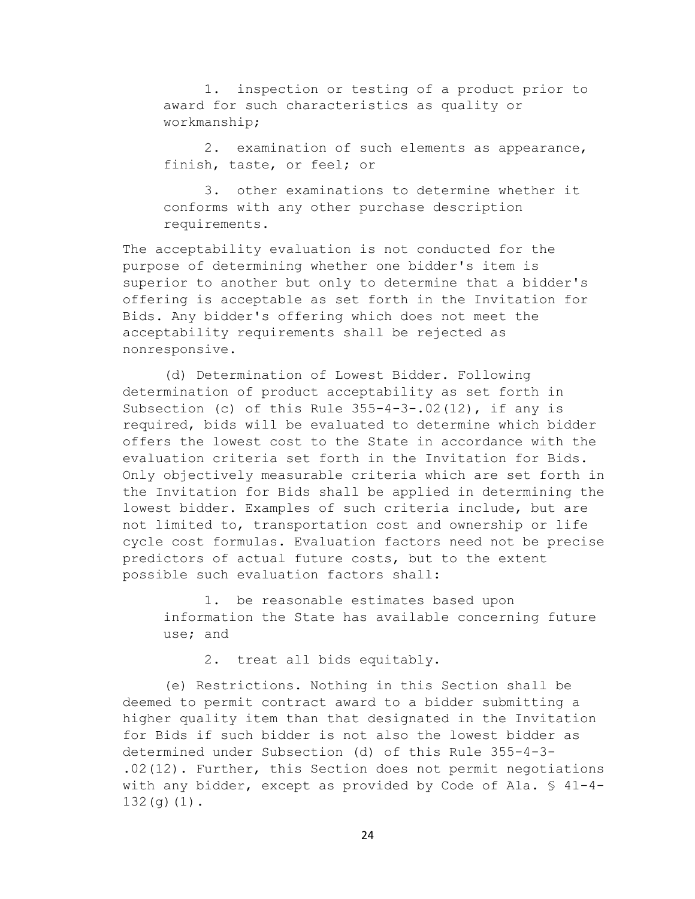1. inspection or testing of a product prior to award for such characteristics as quality or workmanship;

2. examination of such elements as appearance, finish, taste, or feel; or

3. other examinations to determine whether it conforms with any other purchase description requirements.

The acceptability evaluation is not conducted for the purpose of determining whether one bidder's item is superior to another but only to determine that a bidder's offering is acceptable as set forth in the Invitation for Bids. Any bidder's offering which does not meet the acceptability requirements shall be rejected as nonresponsive.

(d) Determination of Lowest Bidder. Following determination of product acceptability as set forth in Subsection (c) of this Rule 355-4-3-.02(12), if any is required, bids will be evaluated to determine which bidder offers the lowest cost to the State in accordance with the evaluation criteria set forth in the Invitation for Bids. Only objectively measurable criteria which are set forth in the Invitation for Bids shall be applied in determining the lowest bidder. Examples of such criteria include, but are not limited to, transportation cost and ownership or life cycle cost formulas. Evaluation factors need not be precise predictors of actual future costs, but to the extent possible such evaluation factors shall:

1. be reasonable estimates based upon information the State has available concerning future use; and

2. treat all bids equitably.

(e) Restrictions. Nothing in this Section shall be deemed to permit contract award to a bidder submitting a higher quality item than that designated in the Invitation for Bids if such bidder is not also the lowest bidder as determined under Subsection (d) of this Rule 355-4-3-.02(12). Further, this Section does not permit negotiations with any bidder, except as provided by Code of Ala. § 41-4-132(g)(1).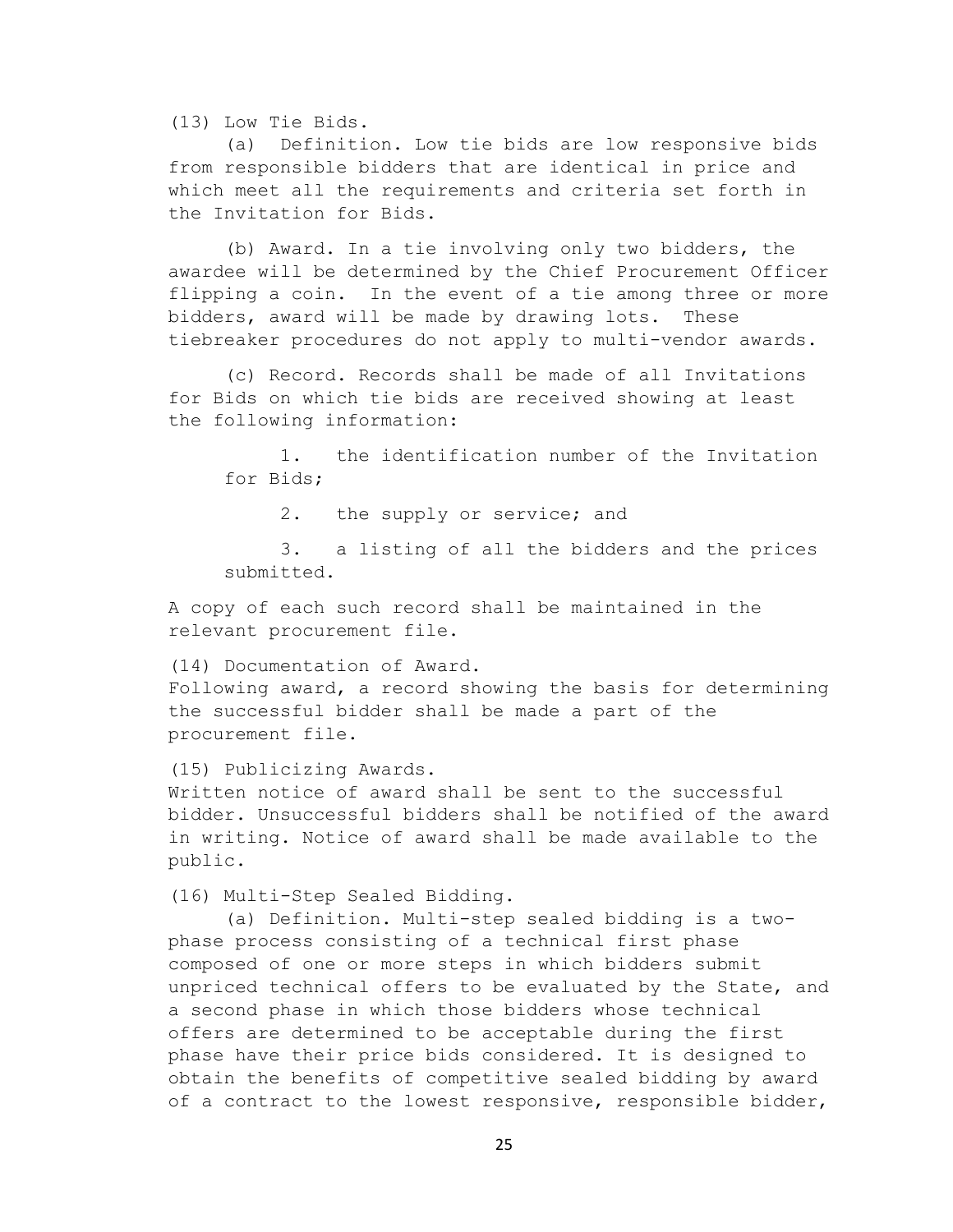(13) Low Tie Bids.

(a) Definition. Low tie bids are low responsive bids from responsible bidders that are identical in price and which meet all the requirements and criteria set forth in the Invitation for Bids.

(b) Award. In a tie involving only two bidders, the awardee will be determined by the Chief Procurement Officer flipping a coin. In the event of a tie among three or more bidders, award will be made by drawing lots. These tiebreaker procedures do not apply to multi-vendor awards.

(c) Record. Records shall be made of all Invitations for Bids on which tie bids are received showing at least the following information:

1. the identification number of the Invitation for Bids;
2. the supply or service; and
3. a listing of all the bidders and the prices submitted.

A copy of each such record shall be maintained in the relevant procurement file.

(14) Documentation of Award.
Following award, a record showing the basis for determining the successful bidder shall be made a part of the procurement file.

(15) Publicizing Awards.
Written notice of award shall be sent to the successful bidder. Unsuccessful bidders shall be notified of the award in writing. Notice of award shall be made available to the public.

(16) Multi-Step Sealed Bidding.

(a) Definition. Multi-step sealed bidding is a two-phase process consisting of a technical first phase composed of one or more steps in which bidders submit unpriced technical offers to be evaluated by the State, and a second phase in which those bidders whose technical offers are determined to be acceptable during the first phase have their price bids considered. It is designed to obtain the benefits of competitive sealed bidding by award of a contract to the lowest responsive, responsible bidder,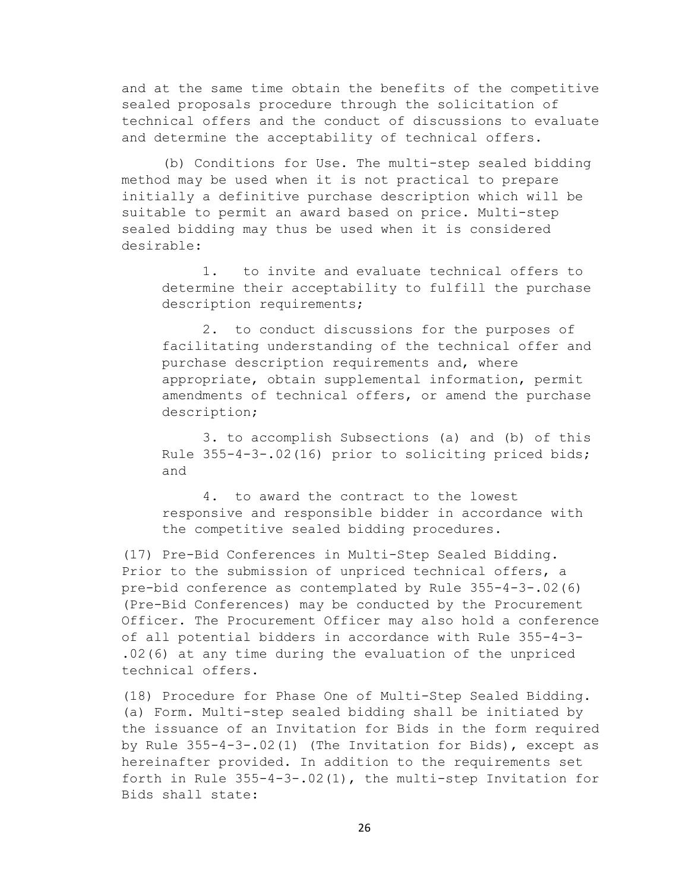and at the same time obtain the benefits of the competitive sealed proposals procedure through the solicitation of technical offers and the conduct of discussions to evaluate and determine the acceptability of technical offers.

(b) Conditions for Use. The multi-step sealed bidding method may be used when it is not practical to prepare initially a definitive purchase description which will be suitable to permit an award based on price. Multi-step sealed bidding may thus be used when it is considered desirable:

1. to invite and evaluate technical offers to determine their acceptability to fulfill the purchase description requirements;

2. to conduct discussions for the purposes of facilitating understanding of the technical offer and purchase description requirements and, where appropriate, obtain supplemental information, permit amendments of technical offers, or amend the purchase description;

3. to accomplish Subsections (a) and (b) of this Rule 355-4-3-.02(16) prior to soliciting priced bids; and

4. to award the contract to the lowest responsive and responsible bidder in accordance with the competitive sealed bidding procedures.

(17) Pre-Bid Conferences in Multi-Step Sealed Bidding. Prior to the submission of unpriced technical offers, a pre-bid conference as contemplated by Rule 355-4-3-.02(6) (Pre-Bid Conferences) may be conducted by the Procurement Officer. The Procurement Officer may also hold a conference of all potential bidders in accordance with Rule 355-4-3-.02(6) at any time during the evaluation of the unpriced technical offers.

(18) Procedure for Phase One of Multi-Step Sealed Bidding. (a) Form. Multi-step sealed bidding shall be initiated by the issuance of an Invitation for Bids in the form required by Rule 355-4-3-.02(1) (The Invitation for Bids), except as hereinafter provided. In addition to the requirements set forth in Rule 355-4-3-.02(1), the multi-step Invitation for Bids shall state: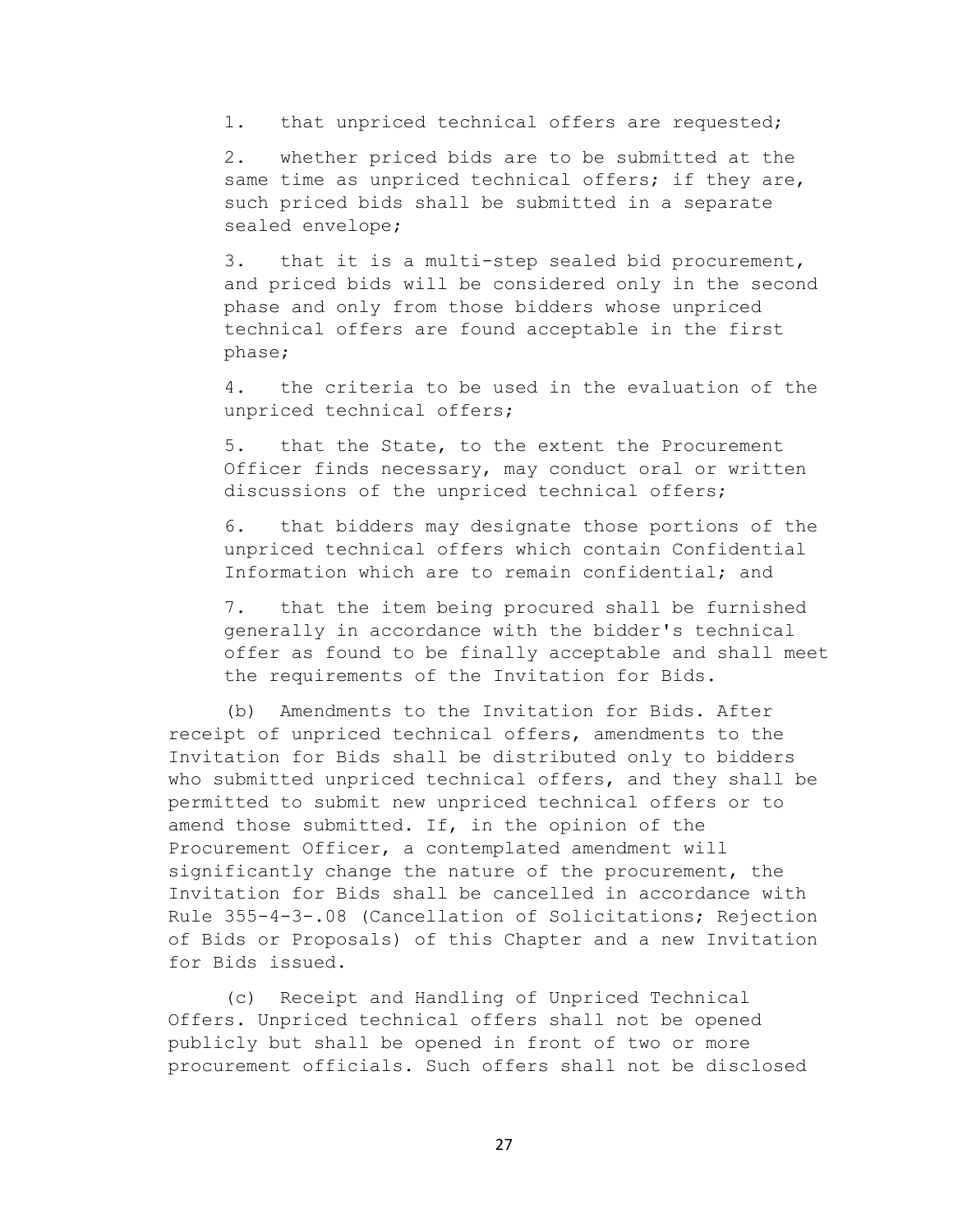1. that unpriced technical offers are requested;

2. whether priced bids are to be submitted at the same time as unpriced technical offers; if they are, such priced bids shall be submitted in a separate sealed envelope;

3. that it is a multi-step sealed bid procurement, and priced bids will be considered only in the second phase and only from those bidders whose unpriced technical offers are found acceptable in the first phase;

4. the criteria to be used in the evaluation of the unpriced technical offers;

5. that the State, to the extent the Procurement Officer finds necessary, may conduct oral or written discussions of the unpriced technical offers;

6. that bidders may designate those portions of the unpriced technical offers which contain Confidential Information which are to remain confidential; and

7. that the item being procured shall be furnished generally in accordance with the bidder's technical offer as found to be finally acceptable and shall meet the requirements of the Invitation for Bids.

(b) Amendments to the Invitation for Bids. After receipt of unpriced technical offers, amendments to the Invitation for Bids shall be distributed only to bidders who submitted unpriced technical offers, and they shall be permitted to submit new unpriced technical offers or to amend those submitted. If, in the opinion of the Procurement Officer, a contemplated amendment will significantly change the nature of the procurement, the Invitation for Bids shall be cancelled in accordance with Rule 355-4-3-.08 (Cancellation of Solicitations; Rejection of Bids or Proposals) of this Chapter and a new Invitation for Bids issued.

(c) Receipt and Handling of Unpriced Technical Offers. Unpriced technical offers shall not be opened publicly but shall be opened in front of two or more procurement officials. Such offers shall not be disclosed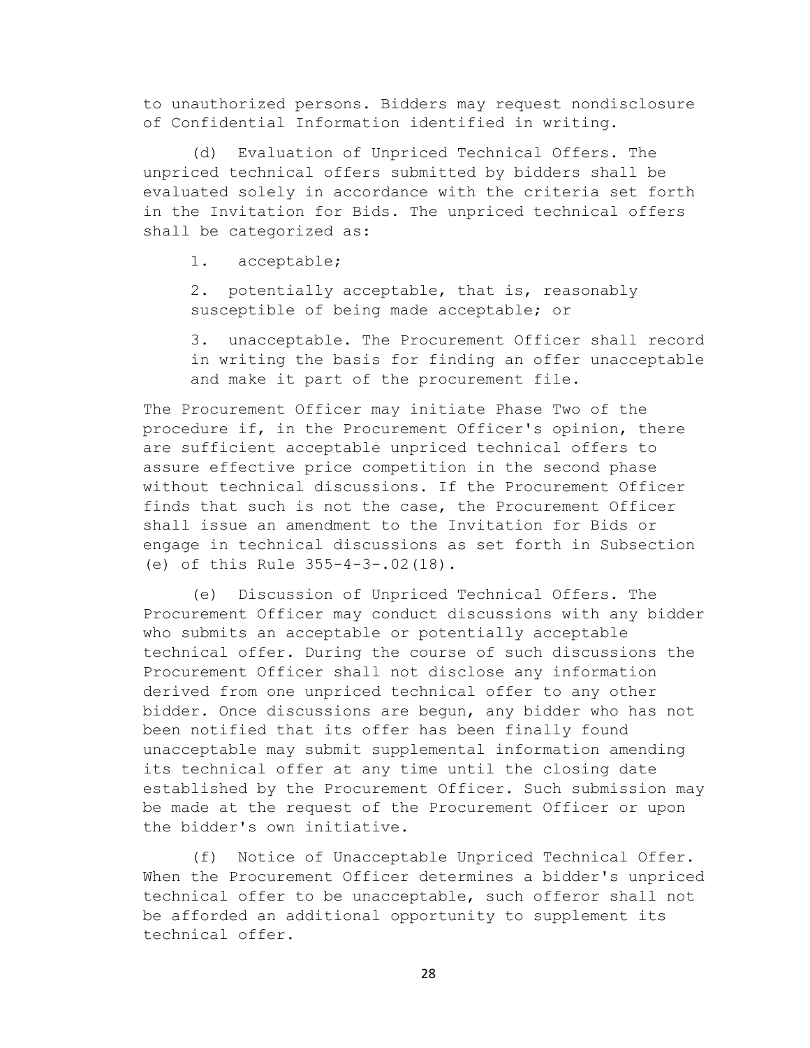to unauthorized persons. Bidders may request nondisclosure of Confidential Information identified in writing.

(d) Evaluation of Unpriced Technical Offers. The unpriced technical offers submitted by bidders shall be evaluated solely in accordance with the criteria set forth in the Invitation for Bids. The unpriced technical offers shall be categorized as:

1. acceptable;

2. potentially acceptable, that is, reasonably susceptible of being made acceptable; or

3. unacceptable. The Procurement Officer shall record in writing the basis for finding an offer unacceptable and make it part of the procurement file.

The Procurement Officer may initiate Phase Two of the procedure if, in the Procurement Officer's opinion, there are sufficient acceptable unpriced technical offers to assure effective price competition in the second phase without technical discussions. If the Procurement Officer finds that such is not the case, the Procurement Officer shall issue an amendment to the Invitation for Bids or engage in technical discussions as set forth in Subsection (e) of this Rule 355-4-3-.02(18).

(e) Discussion of Unpriced Technical Offers. The Procurement Officer may conduct discussions with any bidder who submits an acceptable or potentially acceptable technical offer. During the course of such discussions the Procurement Officer shall not disclose any information derived from one unpriced technical offer to any other bidder. Once discussions are begun, any bidder who has not been notified that its offer has been finally found unacceptable may submit supplemental information amending its technical offer at any time until the closing date established by the Procurement Officer. Such submission may be made at the request of the Procurement Officer or upon the bidder's own initiative.

(f) Notice of Unacceptable Unpriced Technical Offer. When the Procurement Officer determines a bidder's unpriced technical offer to be unacceptable, such offeror shall not be afforded an additional opportunity to supplement its technical offer.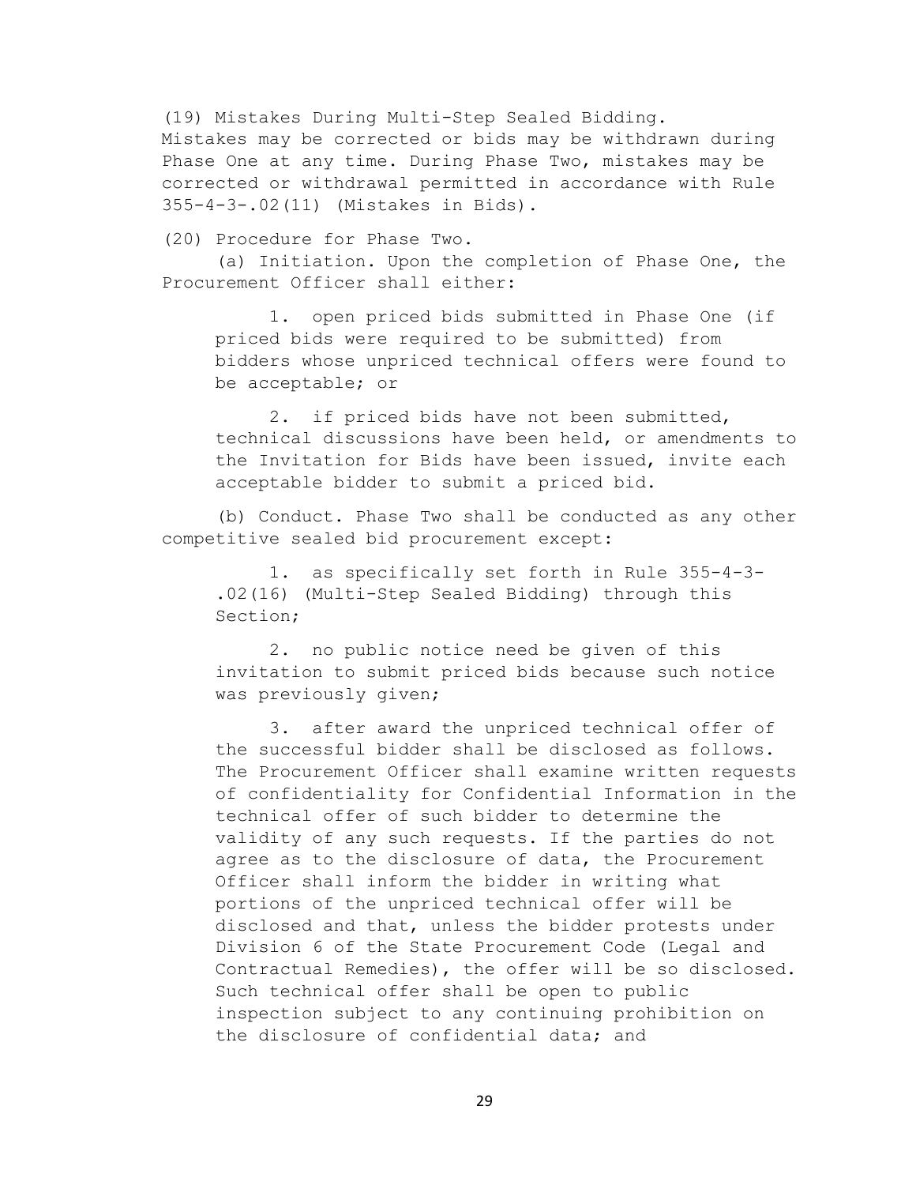(19) Mistakes During Multi-Step Sealed Bidding. Mistakes may be corrected or bids may be withdrawn during Phase One at any time. During Phase Two, mistakes may be corrected or withdrawal permitted in accordance with Rule 355-4-3-.02(11) (Mistakes in Bids).

(20) Procedure for Phase Two.

(a) Initiation. Upon the completion of Phase One, the Procurement Officer shall either:

1. open priced bids submitted in Phase One (if priced bids were required to be submitted) from bidders whose unpriced technical offers were found to be acceptable; or

2. if priced bids have not been submitted, technical discussions have been held, or amendments to the Invitation for Bids have been issued, invite each acceptable bidder to submit a priced bid.

(b) Conduct. Phase Two shall be conducted as any other competitive sealed bid procurement except:

1. as specifically set forth in Rule 355-4-3-.02(16) (Multi-Step Sealed Bidding) through this Section;

2. no public notice need be given of this invitation to submit priced bids because such notice was previously given;

3. after award the unpriced technical offer of the successful bidder shall be disclosed as follows. The Procurement Officer shall examine written requests of confidentiality for Confidential Information in the technical offer of such bidder to determine the validity of any such requests. If the parties do not agree as to the disclosure of data, the Procurement Officer shall inform the bidder in writing what portions of the unpriced technical offer will be disclosed and that, unless the bidder protests under Division 6 of the State Procurement Code (Legal and Contractual Remedies), the offer will be so disclosed. Such technical offer shall be open to public inspection subject to any continuing prohibition on the disclosure of confidential data; and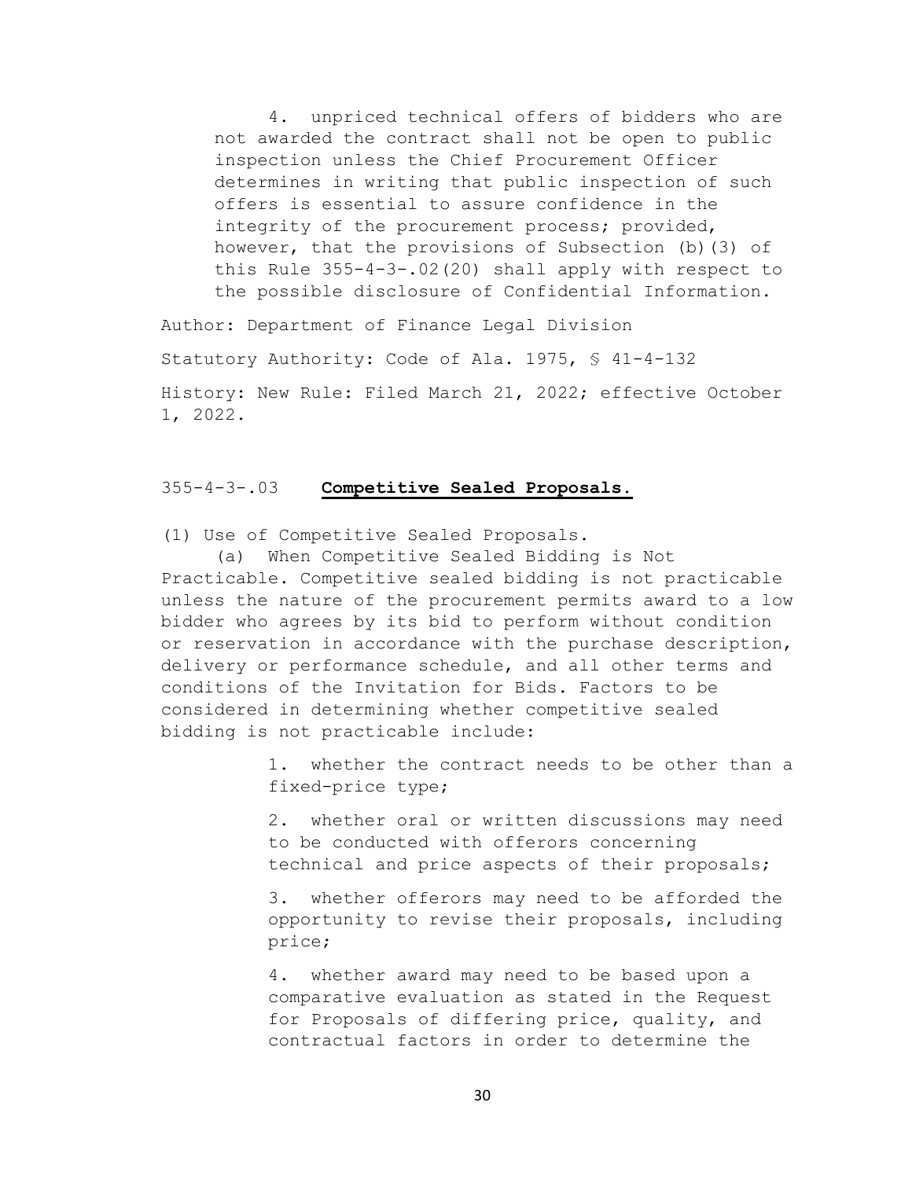4. unpriced technical offers of bidders who are not awarded the contract shall not be open to public inspection unless the Chief Procurement Officer determines in writing that public inspection of such offers is essential to assure confidence in the integrity of the procurement process; provided, however, that the provisions of Subsection (b)(3) of this Rule 355-4-3-.02(20) shall apply with respect to the possible disclosure of Confidential Information.

Author: Department of Finance Legal Division

Statutory Authority: Code of Ala. 1975, § 41-4-132

History: New Rule: Filed March 21, 2022; effective October 1, 2022.

## 355-4-3-.03 **Competitive Sealed Proposals.**

(1) Use of Competitive Sealed Proposals.

(a) When Competitive Sealed Bidding is Not Practicable. Competitive sealed bidding is not practicable unless the nature of the procurement permits award to a low bidder who agrees by its bid to perform without condition or reservation in accordance with the purchase description, delivery or performance schedule, and all other terms and conditions of the Invitation for Bids. Factors to be considered in determining whether competitive sealed bidding is not practicable include:

1. whether the contract needs to be other than a fixed-price type;

2. whether oral or written discussions may need to be conducted with offerors concerning technical and price aspects of their proposals;

3. whether offerors may need to be afforded the opportunity to revise their proposals, including price;

4. whether award may need to be based upon a comparative evaluation as stated in the Request for Proposals of differing price, quality, and contractual factors in order to determine the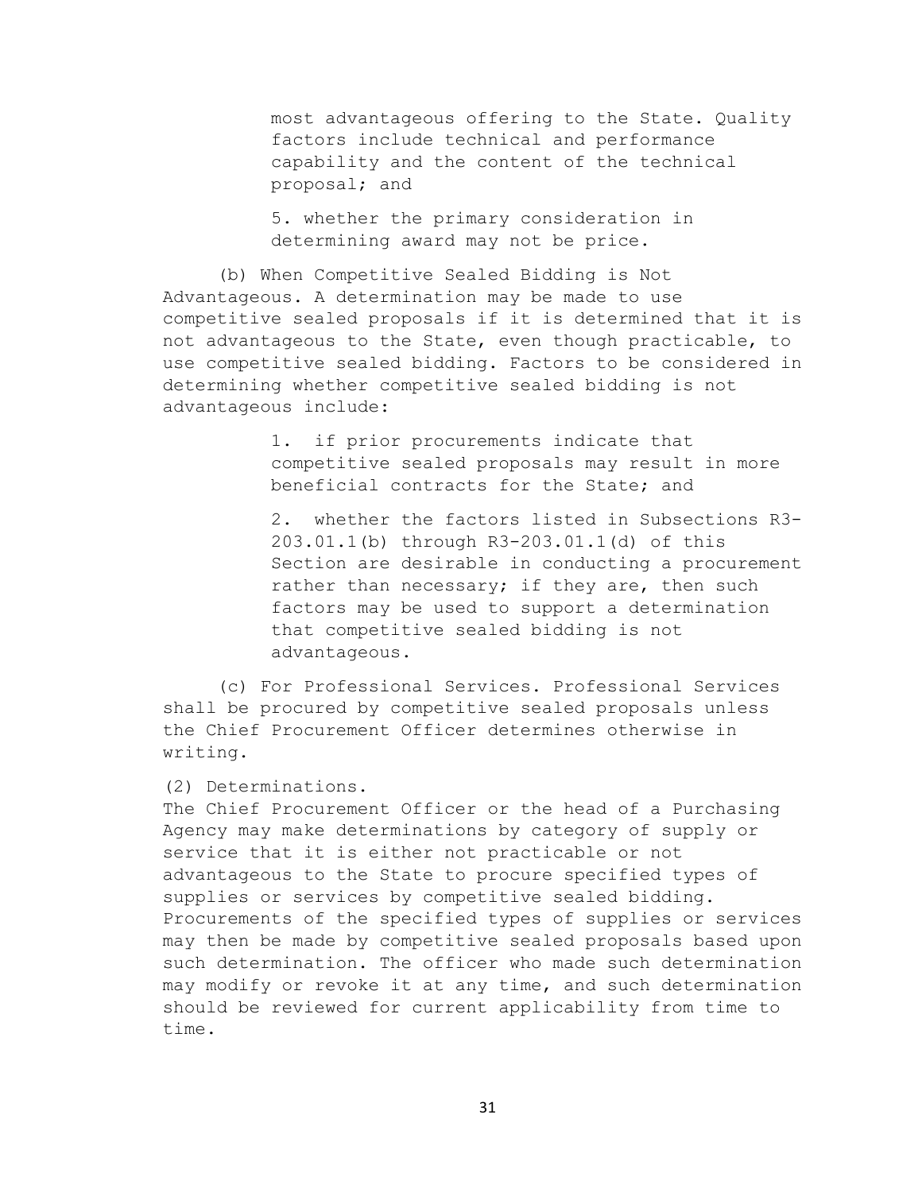most advantageous offering to the State. Quality factors include technical and performance capability and the content of the technical proposal; and

5. whether the primary consideration in determining award may not be price.

(b) When Competitive Sealed Bidding is Not Advantageous. A determination may be made to use competitive sealed proposals if it is determined that it is not advantageous to the State, even though practicable, to use competitive sealed bidding. Factors to be considered in determining whether competitive sealed bidding is not advantageous include:

1. if prior procurements indicate that competitive sealed proposals may result in more beneficial contracts for the State; and

2. whether the factors listed in Subsections R3-203.01.1(b) through R3-203.01.1(d) of this Section are desirable in conducting a procurement rather than necessary; if they are, then such factors may be used to support a determination that competitive sealed bidding is not advantageous.

(c) For Professional Services. Professional Services shall be procured by competitive sealed proposals unless the Chief Procurement Officer determines otherwise in writing.

(2) Determinations.

The Chief Procurement Officer or the head of a Purchasing Agency may make determinations by category of supply or service that it is either not practicable or not advantageous to the State to procure specified types of supplies or services by competitive sealed bidding. Procurements of the specified types of supplies or services may then be made by competitive sealed proposals based upon such determination. The officer who made such determination may modify or revoke it at any time, and such determination should be reviewed for current applicability from time to time.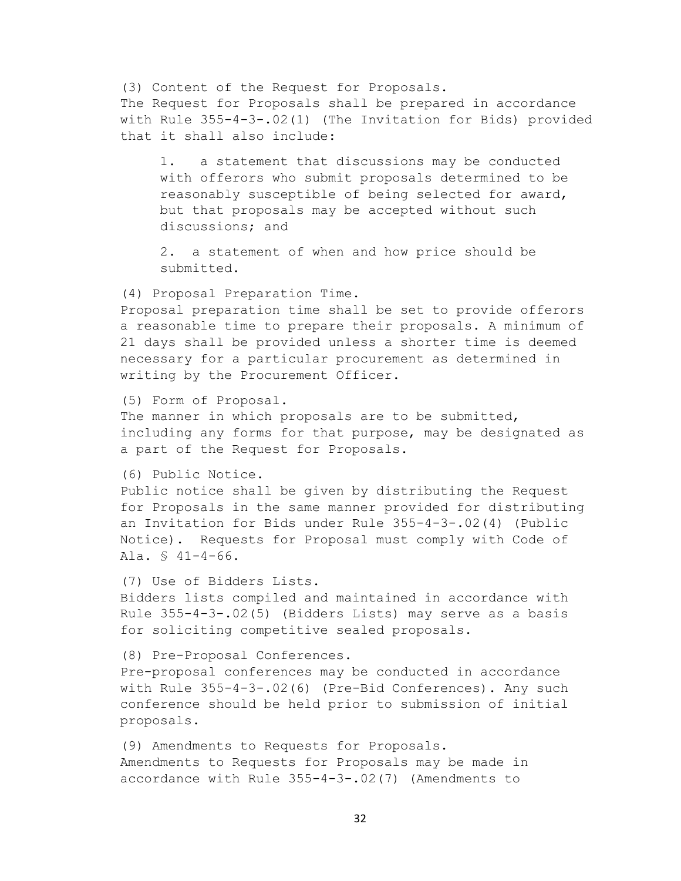(3) Content of the Request for Proposals.
The Request for Proposals shall be prepared in accordance with Rule 355-4-3-.02(1) (The Invitation for Bids) provided that it shall also include:

1. a statement that discussions may be conducted with offerors who submit proposals determined to be reasonably susceptible of being selected for award, but that proposals may be accepted without such discussions; and

2. a statement of when and how price should be submitted.

(4) Proposal Preparation Time.
Proposal preparation time shall be set to provide offerors a reasonable time to prepare their proposals. A minimum of 21 days shall be provided unless a shorter time is deemed necessary for a particular procurement as determined in writing by the Procurement Officer.

(5) Form of Proposal.
The manner in which proposals are to be submitted, including any forms for that purpose, may be designated as a part of the Request for Proposals.

(6) Public Notice.
Public notice shall be given by distributing the Request for Proposals in the same manner provided for distributing an Invitation for Bids under Rule 355-4-3-.02(4) (Public Notice). Requests for Proposal must comply with Code of Ala. § 41-4-66.

(7) Use of Bidders Lists.
Bidders lists compiled and maintained in accordance with Rule 355-4-3-.02(5) (Bidders Lists) may serve as a basis for soliciting competitive sealed proposals.

(8) Pre-Proposal Conferences.
Pre-proposal conferences may be conducted in accordance with Rule 355-4-3-.02(6) (Pre-Bid Conferences). Any such conference should be held prior to submission of initial proposals.

(9) Amendments to Requests for Proposals.
Amendments to Requests for Proposals may be made in accordance with Rule 355-4-3-.02(7) (Amendments to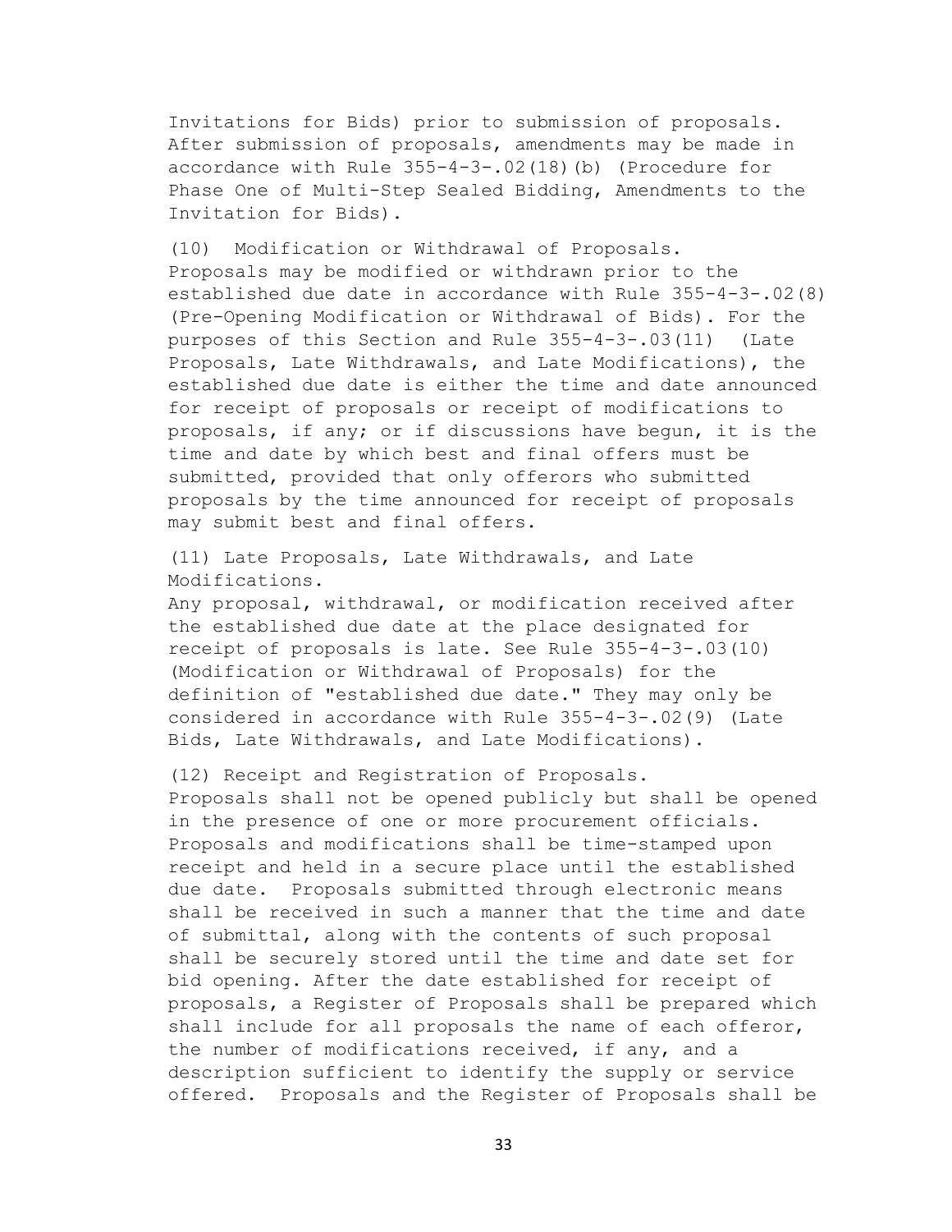Invitations for Bids) prior to submission of proposals. After submission of proposals, amendments may be made in accordance with Rule 355-4-3-.02(18)(b) (Procedure for Phase One of Multi-Step Sealed Bidding, Amendments to the Invitation for Bids).

(10) Modification or Withdrawal of Proposals.
Proposals may be modified or withdrawn prior to the established due date in accordance with Rule 355-4-3-.02(8) (Pre-Opening Modification or Withdrawal of Bids). For the purposes of this Section and Rule 355-4-3-.03(11) (Late Proposals, Late Withdrawals, and Late Modifications), the established due date is either the time and date announced for receipt of proposals or receipt of modifications to proposals, if any; or if discussions have begun, it is the time and date by which best and final offers must be submitted, provided that only offerors who submitted proposals by the time announced for receipt of proposals may submit best and final offers.

(11) Late Proposals, Late Withdrawals, and Late Modifications.
Any proposal, withdrawal, or modification received after the established due date at the place designated for receipt of proposals is late. See Rule 355-4-3-.03(10) (Modification or Withdrawal of Proposals) for the definition of "established due date." They may only be considered in accordance with Rule 355-4-3-.02(9) (Late Bids, Late Withdrawals, and Late Modifications).

(12) Receipt and Registration of Proposals.
Proposals shall not be opened publicly but shall be opened in the presence of one or more procurement officials. Proposals and modifications shall be time-stamped upon receipt and held in a secure place until the established due date. Proposals submitted through electronic means shall be received in such a manner that the time and date of submittal, along with the contents of such proposal shall be securely stored until the time and date set for bid opening. After the date established for receipt of proposals, a Register of Proposals shall be prepared which shall include for all proposals the name of each offeror, the number of modifications received, if any, and a description sufficient to identify the supply or service offered. Proposals and the Register of Proposals shall be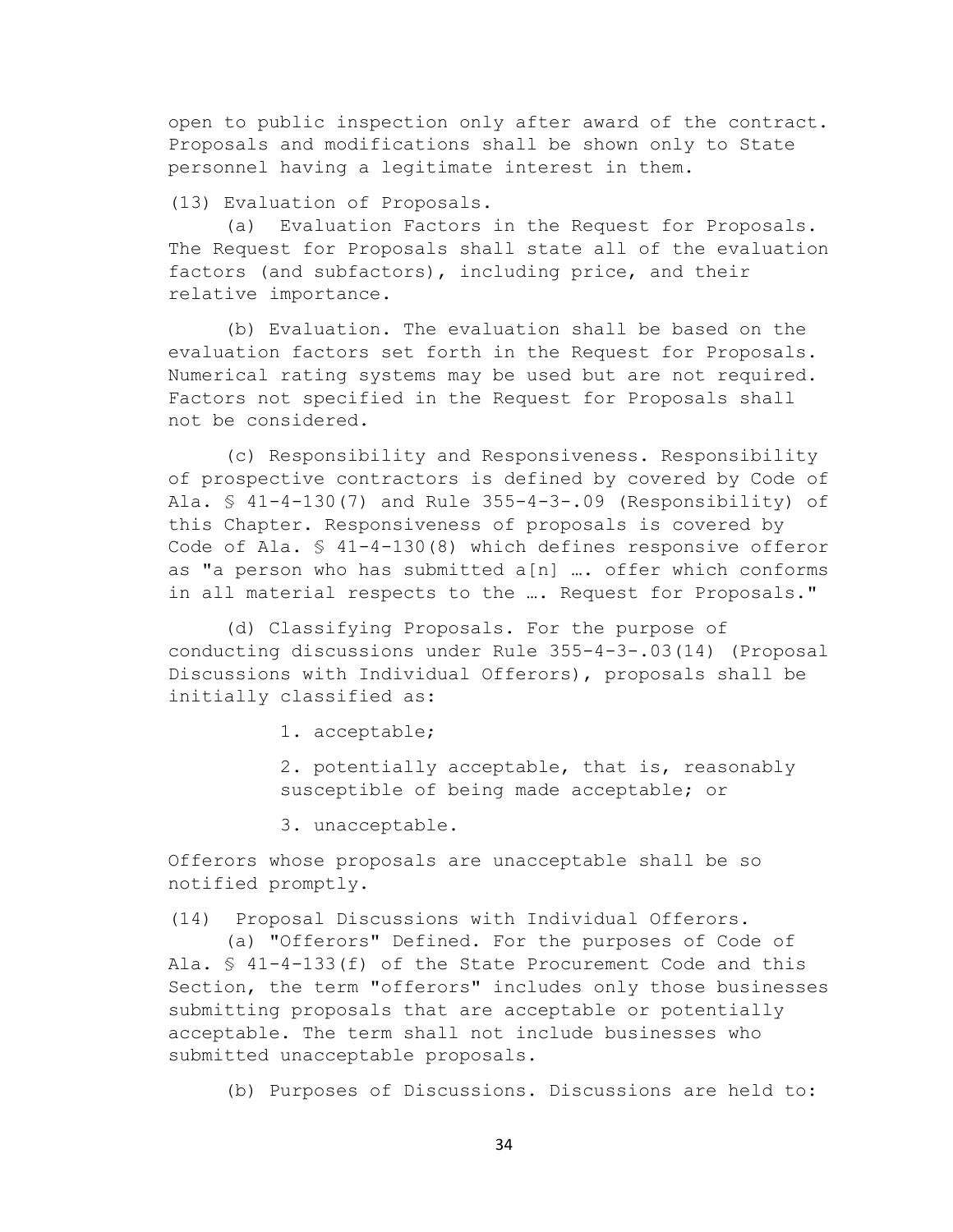open to public inspection only after award of the contract. Proposals and modifications shall be shown only to State personnel having a legitimate interest in them.

(13) Evaluation of Proposals.

(a) Evaluation Factors in the Request for Proposals. The Request for Proposals shall state all of the evaluation factors (and subfactors), including price, and their relative importance.

(b) Evaluation. The evaluation shall be based on the evaluation factors set forth in the Request for Proposals. Numerical rating systems may be used but are not required. Factors not specified in the Request for Proposals shall not be considered.

(c) Responsibility and Responsiveness. Responsibility of prospective contractors is defined by covered by Code of Ala. § 41-4-130(7) and Rule 355-4-3-.09 (Responsibility) of this Chapter. Responsiveness of proposals is covered by Code of Ala. § 41-4-130(8) which defines responsive offeror as "a person who has submitted a[n] …. offer which conforms in all material respects to the …. Request for Proposals."

(d) Classifying Proposals. For the purpose of conducting discussions under Rule 355-4-3-.03(14) (Proposal Discussions with Individual Offerors), proposals shall be initially classified as:

1. acceptable;

2. potentially acceptable, that is, reasonably susceptible of being made acceptable; or

3. unacceptable.

Offerors whose proposals are unacceptable shall be so notified promptly.

(14) Proposal Discussions with Individual Offerors.

(a) "Offerors" Defined. For the purposes of Code of Ala. § 41-4-133(f) of the State Procurement Code and this Section, the term "offerors" includes only those businesses submitting proposals that are acceptable or potentially acceptable. The term shall not include businesses who submitted unacceptable proposals.

(b) Purposes of Discussions. Discussions are held to: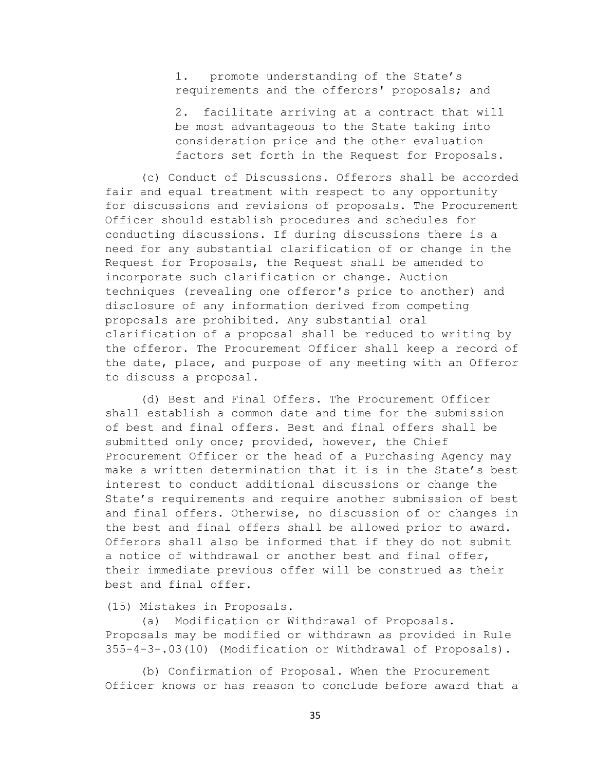1. promote understanding of the State's requirements and the offerors' proposals; and

2. facilitate arriving at a contract that will be most advantageous to the State taking into consideration price and the other evaluation factors set forth in the Request for Proposals.

(c) Conduct of Discussions. Offerors shall be accorded fair and equal treatment with respect to any opportunity for discussions and revisions of proposals. The Procurement Officer should establish procedures and schedules for conducting discussions. If during discussions there is a need for any substantial clarification of or change in the Request for Proposals, the Request shall be amended to incorporate such clarification or change. Auction techniques (revealing one offeror's price to another) and disclosure of any information derived from competing proposals are prohibited. Any substantial oral clarification of a proposal shall be reduced to writing by the offeror. The Procurement Officer shall keep a record of the date, place, and purpose of any meeting with an Offeror to discuss a proposal.

(d) Best and Final Offers. The Procurement Officer shall establish a common date and time for the submission of best and final offers. Best and final offers shall be submitted only once; provided, however, the Chief Procurement Officer or the head of a Purchasing Agency may make a written determination that it is in the State's best interest to conduct additional discussions or change the State's requirements and require another submission of best and final offers. Otherwise, no discussion of or changes in the best and final offers shall be allowed prior to award. Offerors shall also be informed that if they do not submit a notice of withdrawal or another best and final offer, their immediate previous offer will be construed as their best and final offer.

(15) Mistakes in Proposals.

(a) Modification or Withdrawal of Proposals. Proposals may be modified or withdrawn as provided in Rule 355-4-3-.03(10) (Modification or Withdrawal of Proposals).

(b) Confirmation of Proposal. When the Procurement Officer knows or has reason to conclude before award that a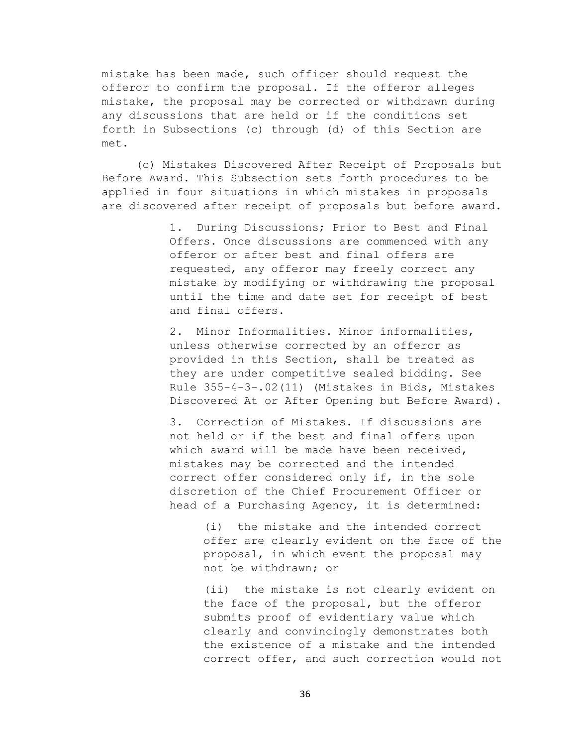mistake has been made, such officer should request the offeror to confirm the proposal. If the offeror alleges mistake, the proposal may be corrected or withdrawn during any discussions that are held or if the conditions set forth in Subsections (c) through (d) of this Section are met.

(c) Mistakes Discovered After Receipt of Proposals but Before Award. This Subsection sets forth procedures to be applied in four situations in which mistakes in proposals are discovered after receipt of proposals but before award.

1. During Discussions; Prior to Best and Final Offers. Once discussions are commenced with any offeror or after best and final offers are requested, any offeror may freely correct any mistake by modifying or withdrawing the proposal until the time and date set for receipt of best and final offers.

2. Minor Informalities. Minor informalities, unless otherwise corrected by an offeror as provided in this Section, shall be treated as they are under competitive sealed bidding. See Rule 355-4-3-.02(11) (Mistakes in Bids, Mistakes Discovered At or After Opening but Before Award).

3. Correction of Mistakes. If discussions are not held or if the best and final offers upon which award will be made have been received, mistakes may be corrected and the intended correct offer considered only if, in the sole discretion of the Chief Procurement Officer or head of a Purchasing Agency, it is determined:

(i) the mistake and the intended correct offer are clearly evident on the face of the proposal, in which event the proposal may not be withdrawn; or

(ii) the mistake is not clearly evident on the face of the proposal, but the offeror submits proof of evidentiary value which clearly and convincingly demonstrates both the existence of a mistake and the intended correct offer, and such correction would not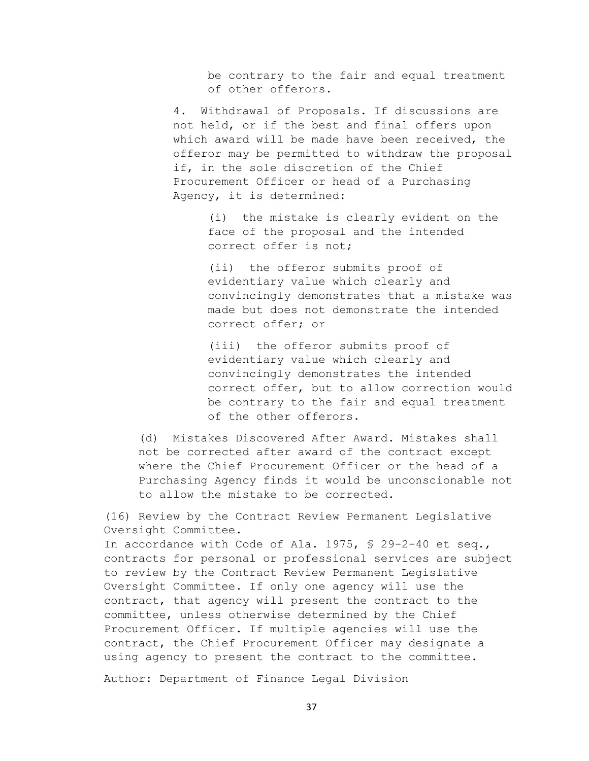be contrary to the fair and equal treatment of other offerors.

4. Withdrawal of Proposals. If discussions are not held, or if the best and final offers upon which award will be made have been received, the offeror may be permitted to withdraw the proposal if, in the sole discretion of the Chief Procurement Officer or head of a Purchasing Agency, it is determined:

(i) the mistake is clearly evident on the face of the proposal and the intended correct offer is not;

(ii) the offeror submits proof of evidentiary value which clearly and convincingly demonstrates that a mistake was made but does not demonstrate the intended correct offer; or

(iii) the offeror submits proof of evidentiary value which clearly and convincingly demonstrates the intended correct offer, but to allow correction would be contrary to the fair and equal treatment of the other offerors.

(d) Mistakes Discovered After Award. Mistakes shall not be corrected after award of the contract except where the Chief Procurement Officer or the head of a Purchasing Agency finds it would be unconscionable not to allow the mistake to be corrected.

(16) Review by the Contract Review Permanent Legislative Oversight Committee.
In accordance with Code of Ala. 1975, § 29-2-40 et seq., contracts for personal or professional services are subject to review by the Contract Review Permanent Legislative Oversight Committee. If only one agency will use the contract, that agency will present the contract to the committee, unless otherwise determined by the Chief Procurement Officer. If multiple agencies will use the contract, the Chief Procurement Officer may designate a using agency to present the contract to the committee.

Author: Department of Finance Legal Division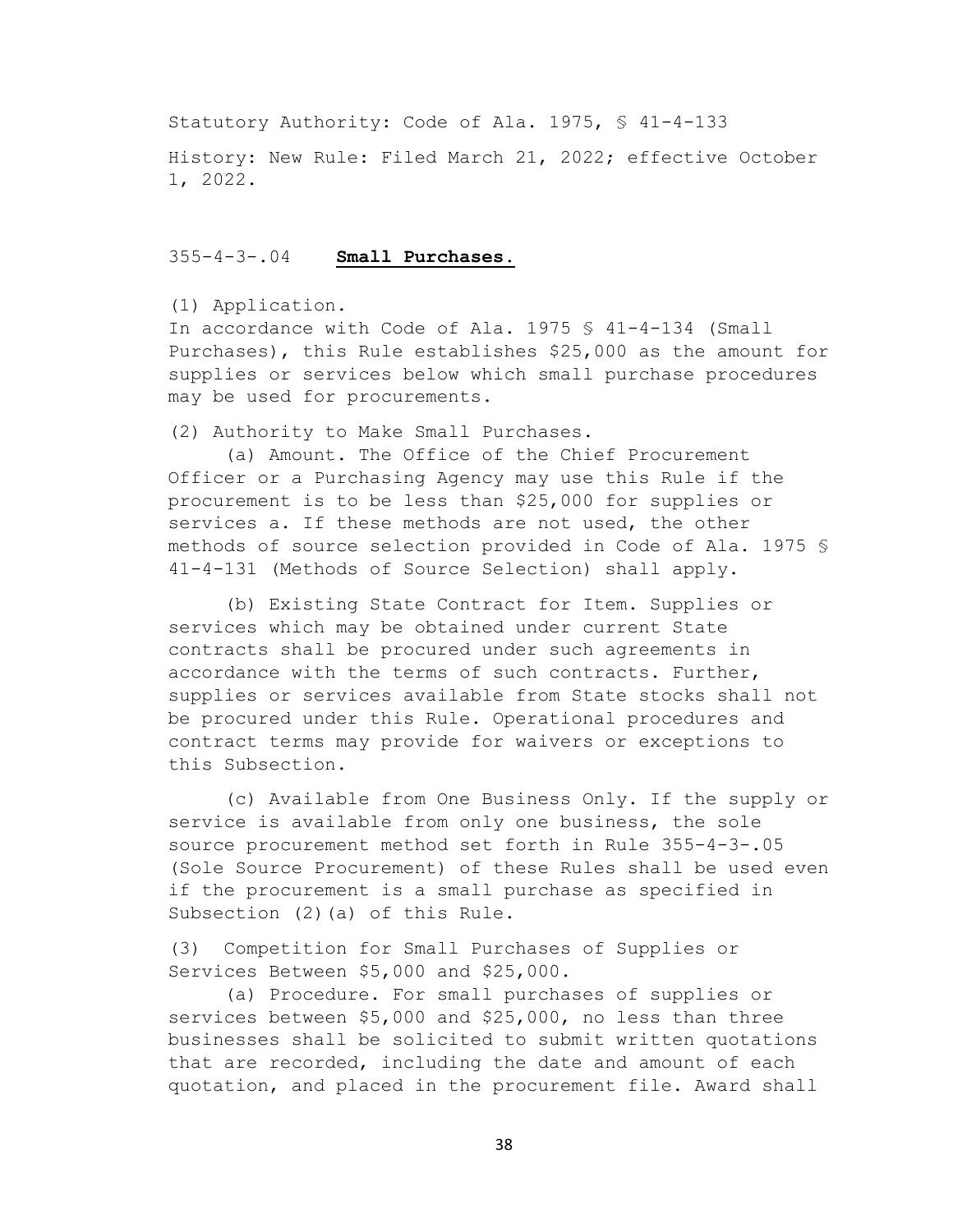Statutory Authority: Code of Ala. 1975, § 41-4-133

History: New Rule: Filed March 21, 2022; effective October 1, 2022.

### 355-4-3-.04 **Small Purchases.**

(1) Application.
In accordance with Code of Ala. 1975 § 41-4-134 (Small Purchases), this Rule establishes $25,000 as the amount for supplies or services below which small purchase procedures may be used for procurements.

(2) Authority to Make Small Purchases.

(a) Amount. The Office of the Chief Procurement Officer or a Purchasing Agency may use this Rule if the procurement is to be less than $25,000 for supplies or services a. If these methods are not used, the other methods of source selection provided in Code of Ala. 1975 § 41-4-131 (Methods of Source Selection) shall apply.

(b) Existing State Contract for Item. Supplies or services which may be obtained under current State contracts shall be procured under such agreements in accordance with the terms of such contracts. Further, supplies or services available from State stocks shall not be procured under this Rule. Operational procedures and contract terms may provide for waivers or exceptions to this Subsection.

(c) Available from One Business Only. If the supply or service is available from only one business, the sole source procurement method set forth in Rule 355-4-3-.05 (Sole Source Procurement) of these Rules shall be used even if the procurement is a small purchase as specified in Subsection (2)(a) of this Rule.

(3) Competition for Small Purchases of Supplies or Services Between $5,000 and $25,000.

(a) Procedure. For small purchases of supplies or services between $5,000 and $25,000, no less than three businesses shall be solicited to submit written quotations that are recorded, including the date and amount of each quotation, and placed in the procurement file. Award shall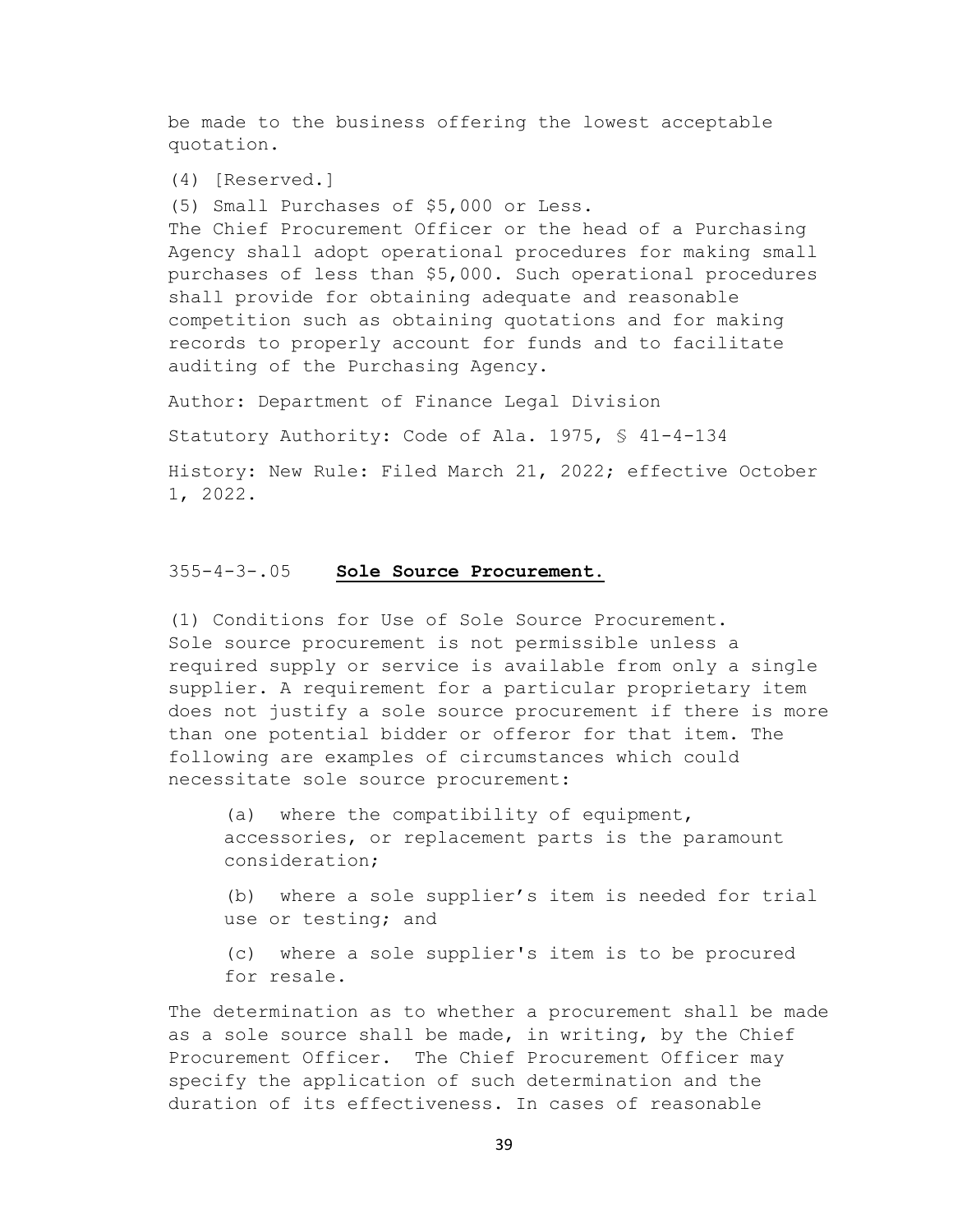be made to the business offering the lowest acceptable quotation.

(4) [Reserved.]

(5) Small Purchases of $5,000 or Less.
The Chief Procurement Officer or the head of a Purchasing Agency shall adopt operational procedures for making small purchases of less than $5,000. Such operational procedures shall provide for obtaining adequate and reasonable competition such as obtaining quotations and for making records to properly account for funds and to facilitate auditing of the Purchasing Agency.

Author: Department of Finance Legal Division

Statutory Authority: Code of Ala. 1975, § 41-4-134

History: New Rule: Filed March 21, 2022; effective October 1, 2022.

## 355-4-3-.05 **Sole Source Procurement.**

(1) Conditions for Use of Sole Source Procurement.
Sole source procurement is not permissible unless a required supply or service is available from only a single supplier. A requirement for a particular proprietary item does not justify a sole source procurement if there is more than one potential bidder or offeror for that item. The following are examples of circumstances which could necessitate sole source procurement:

(a) where the compatibility of equipment, accessories, or replacement parts is the paramount consideration;

(b) where a sole supplier's item is needed for trial use or testing; and

(c) where a sole supplier's item is to be procured for resale.

The determination as to whether a procurement shall be made as a sole source shall be made, in writing, by the Chief Procurement Officer. The Chief Procurement Officer may specify the application of such determination and the duration of its effectiveness. In cases of reasonable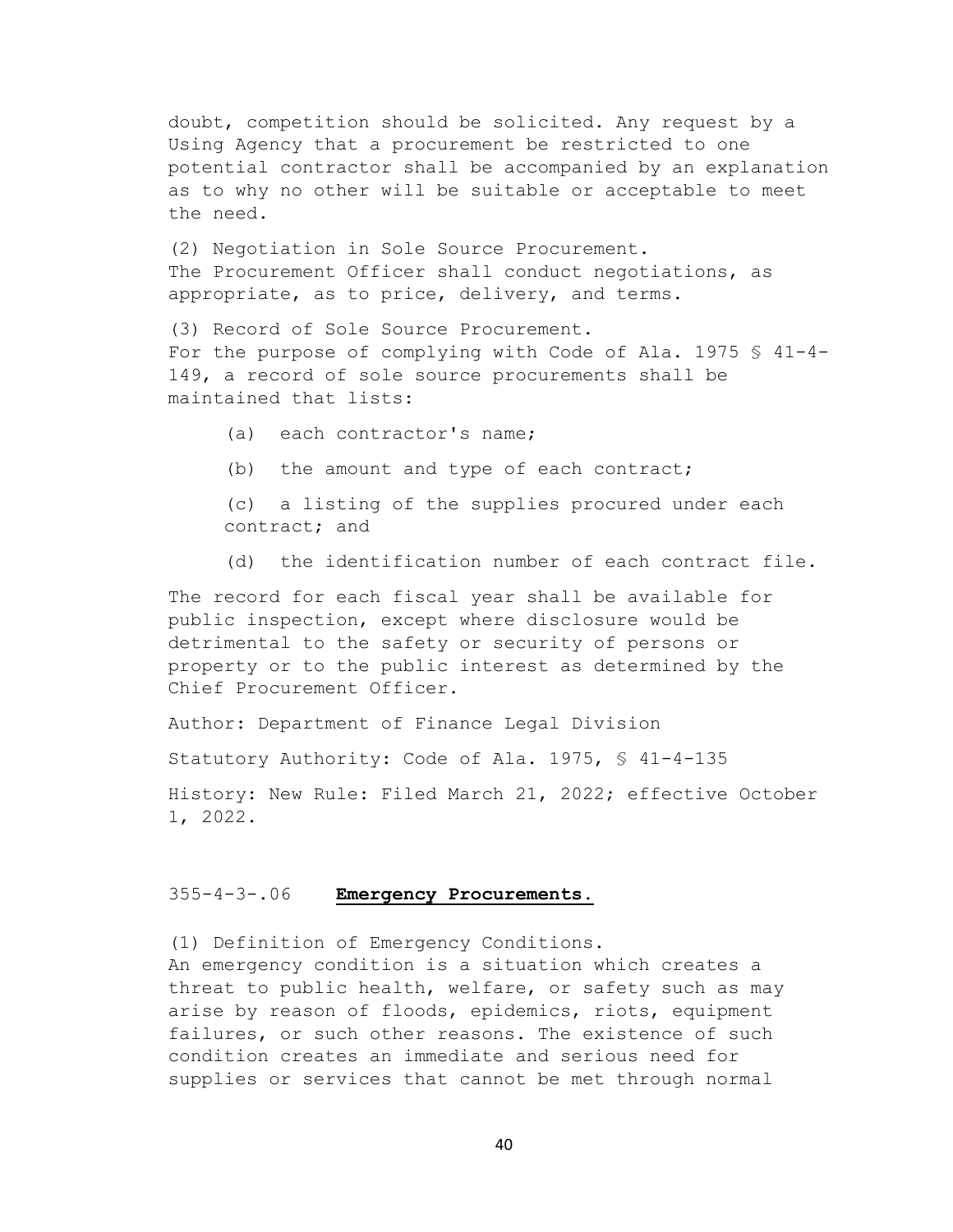doubt, competition should be solicited. Any request by a Using Agency that a procurement be restricted to one potential contractor shall be accompanied by an explanation as to why no other will be suitable or acceptable to meet the need.

(2) Negotiation in Sole Source Procurement.
The Procurement Officer shall conduct negotiations, as appropriate, as to price, delivery, and terms.

(3) Record of Sole Source Procurement.
For the purpose of complying with Code of Ala. 1975 § 41-4-149, a record of sole source procurements shall be maintained that lists:

(a) each contractor's name;

(b) the amount and type of each contract;

(c) a listing of the supplies procured under each contract; and

(d) the identification number of each contract file.

The record for each fiscal year shall be available for public inspection, except where disclosure would be detrimental to the safety or security of persons or property or to the public interest as determined by the Chief Procurement Officer.

Author: Department of Finance Legal Division

Statutory Authority: Code of Ala. 1975, § 41-4-135

History: New Rule: Filed March 21, 2022; effective October 1, 2022.

355-4-3-.06 **Emergency Procurements.**

(1) Definition of Emergency Conditions.
An emergency condition is a situation which creates a threat to public health, welfare, or safety such as may arise by reason of floods, epidemics, riots, equipment failures, or such other reasons. The existence of such condition creates an immediate and serious need for supplies or services that cannot be met through normal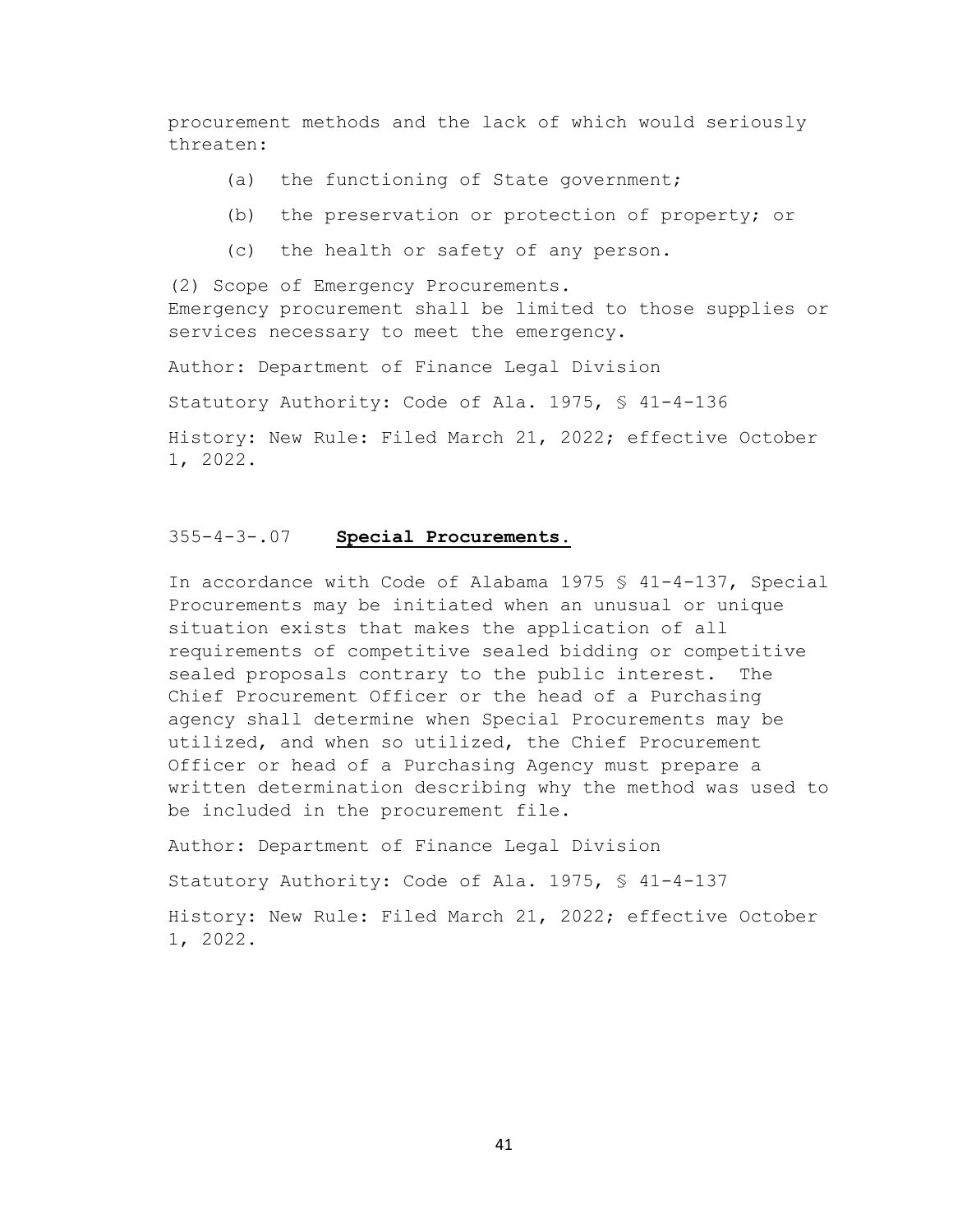procurement methods and the lack of which would seriously threaten:

(a) the functioning of State government;

(b) the preservation or protection of property; or

(c) the health or safety of any person.

(2) Scope of Emergency Procurements.
Emergency procurement shall be limited to those supplies or services necessary to meet the emergency.

Author: Department of Finance Legal Division

Statutory Authority: Code of Ala. 1975, § 41-4-136

History: New Rule: Filed March 21, 2022; effective October 1, 2022.

355-4-3-.07 **Special Procurements.**

In accordance with Code of Alabama 1975 § 41-4-137, Special Procurements may be initiated when an unusual or unique situation exists that makes the application of all requirements of competitive sealed bidding or competitive sealed proposals contrary to the public interest. The Chief Procurement Officer or the head of a Purchasing agency shall determine when Special Procurements may be utilized, and when so utilized, the Chief Procurement Officer or head of a Purchasing Agency must prepare a written determination describing why the method was used to be included in the procurement file.

Author: Department of Finance Legal Division

Statutory Authority: Code of Ala. 1975, § 41-4-137

History: New Rule: Filed March 21, 2022; effective October 1, 2022.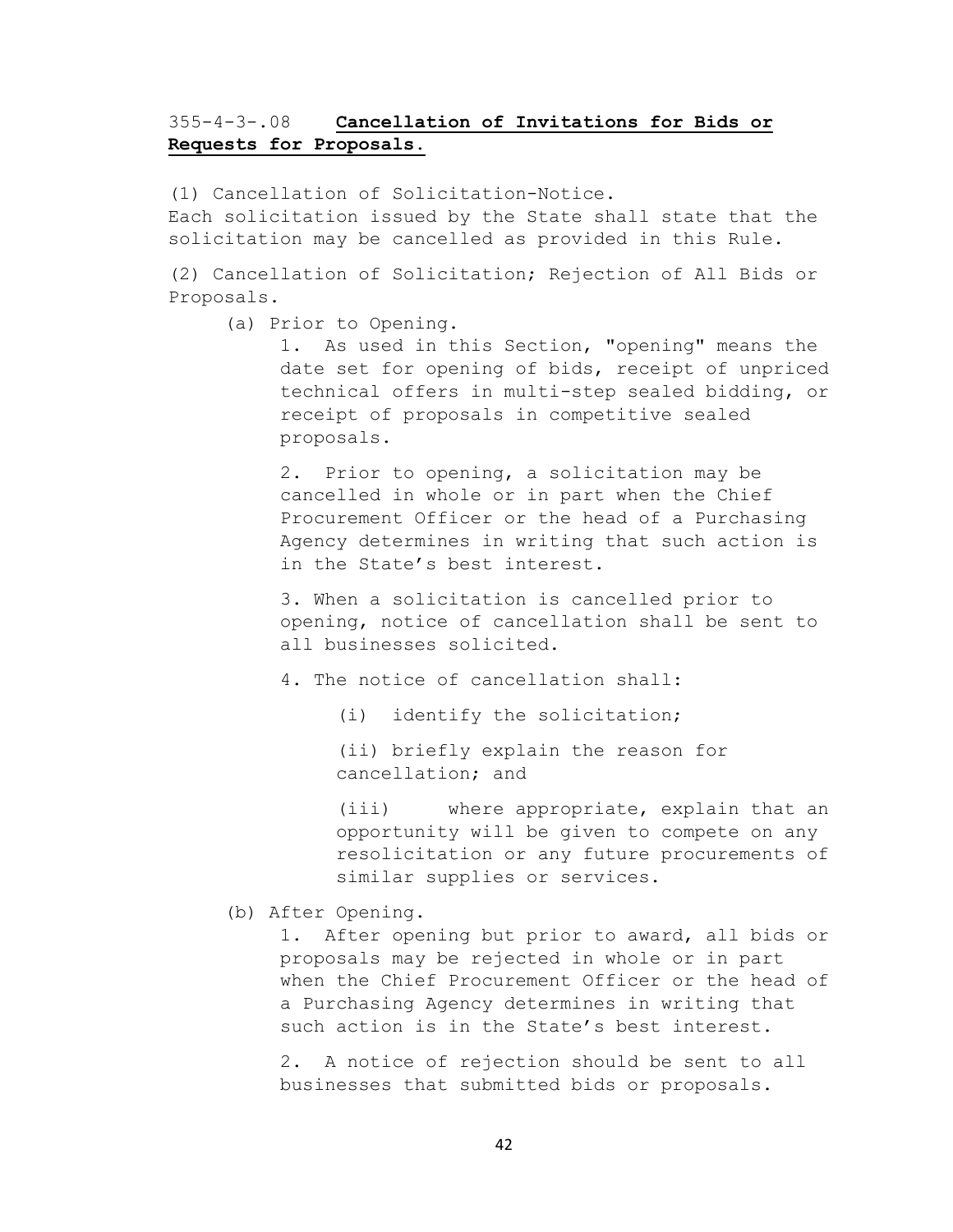### 355-4-3-.08 **Cancellation of Invitations for Bids or Requests for Proposals.**

(1) Cancellation of Solicitation-Notice.
Each solicitation issued by the State shall state that the solicitation may be cancelled as provided in this Rule.

(2) Cancellation of Solicitation; Rejection of All Bids or Proposals.

(a) Prior to Opening.

1. As used in this Section, "opening" means the date set for opening of bids, receipt of unpriced technical offers in multi-step sealed bidding, or receipt of proposals in competitive sealed proposals.

2. Prior to opening, a solicitation may be cancelled in whole or in part when the Chief Procurement Officer or the head of a Purchasing Agency determines in writing that such action is in the State's best interest.

3. When a solicitation is cancelled prior to opening, notice of cancellation shall be sent to all businesses solicited.

4. The notice of cancellation shall:

(i) identify the solicitation;

(ii) briefly explain the reason for cancellation; and

(iii) where appropriate, explain that an opportunity will be given to compete on any resolicitation or any future procurements of similar supplies or services.

(b) After Opening.

1. After opening but prior to award, all bids or proposals may be rejected in whole or in part when the Chief Procurement Officer or the head of a Purchasing Agency determines in writing that such action is in the State's best interest.

2. A notice of rejection should be sent to all businesses that submitted bids or proposals.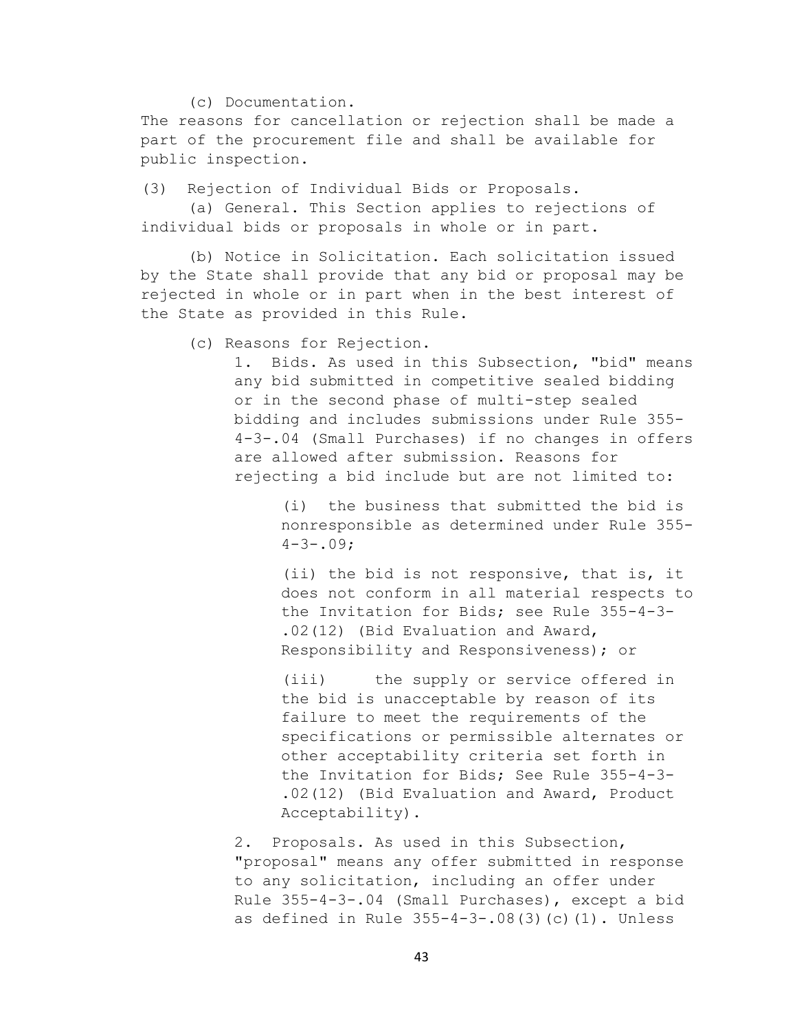(c) Documentation.
The reasons for cancellation or rejection shall be made a part of the procurement file and shall be available for public inspection.

(3) Rejection of Individual Bids or Proposals.

(a) General. This Section applies to rejections of individual bids or proposals in whole or in part.

(b) Notice in Solicitation. Each solicitation issued by the State shall provide that any bid or proposal may be rejected in whole or in part when in the best interest of the State as provided in this Rule.

(c) Reasons for Rejection.

1. Bids. As used in this Subsection, "bid" means any bid submitted in competitive sealed bidding or in the second phase of multi-step sealed bidding and includes submissions under Rule 355-4-3-.04 (Small Purchases) if no changes in offers are allowed after submission. Reasons for rejecting a bid include but are not limited to:

(i) the business that submitted the bid is nonresponsible as determined under Rule 355-4-3-.09;

(ii) the bid is not responsive, that is, it does not conform in all material respects to the Invitation for Bids; see Rule 355-4-3-.02(12) (Bid Evaluation and Award, Responsibility and Responsiveness); or

(iii) the supply or service offered in the bid is unacceptable by reason of its failure to meet the requirements of the specifications or permissible alternates or other acceptability criteria set forth in the Invitation for Bids; See Rule 355-4-3-.02(12) (Bid Evaluation and Award, Product Acceptability).

2. Proposals. As used in this Subsection, "proposal" means any offer submitted in response to any solicitation, including an offer under Rule 355-4-3-.04 (Small Purchases), except a bid as defined in Rule 355-4-3-.08(3)(c)(1). Unless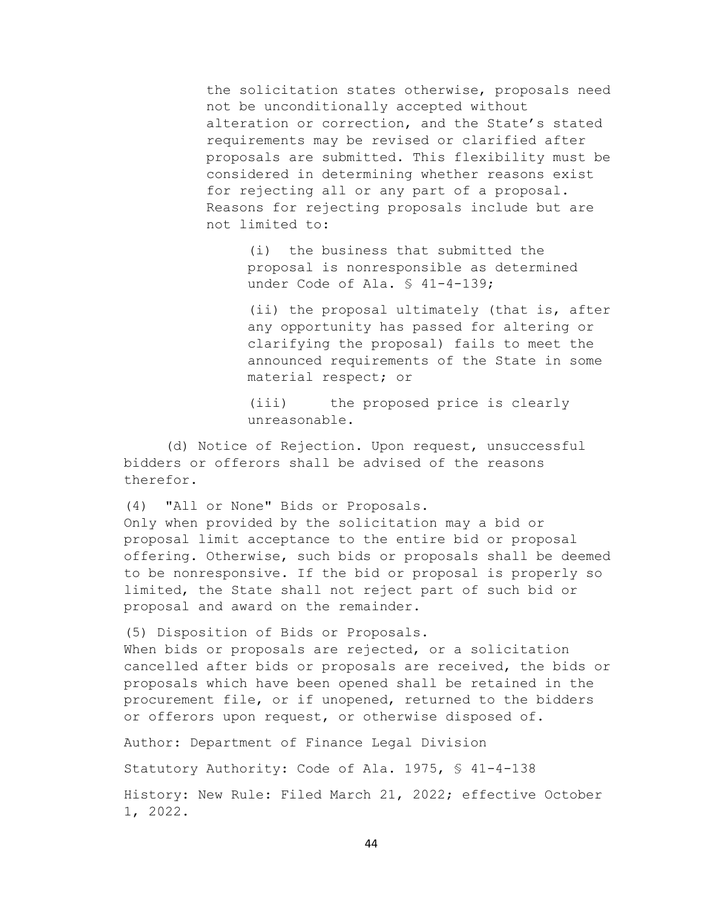the solicitation states otherwise, proposals need not be unconditionally accepted without alteration or correction, and the State's stated requirements may be revised or clarified after proposals are submitted. This flexibility must be considered in determining whether reasons exist for rejecting all or any part of a proposal. Reasons for rejecting proposals include but are not limited to:

(i) the business that submitted the proposal is nonresponsible as determined under Code of Ala. § 41-4-139;

(ii) the proposal ultimately (that is, after any opportunity has passed for altering or clarifying the proposal) fails to meet the announced requirements of the State in some material respect; or

(iii) the proposed price is clearly unreasonable.

(d) Notice of Rejection. Upon request, unsuccessful bidders or offerors shall be advised of the reasons therefor.

(4) "All or None" Bids or Proposals.
Only when provided by the solicitation may a bid or proposal limit acceptance to the entire bid or proposal offering. Otherwise, such bids or proposals shall be deemed to be nonresponsive. If the bid or proposal is properly so limited, the State shall not reject part of such bid or proposal and award on the remainder.

(5) Disposition of Bids or Proposals.
When bids or proposals are rejected, or a solicitation cancelled after bids or proposals are received, the bids or proposals which have been opened shall be retained in the procurement file, or if unopened, returned to the bidders or offerors upon request, or otherwise disposed of.

Author: Department of Finance Legal Division

Statutory Authority: Code of Ala. 1975, § 41-4-138

History: New Rule: Filed March 21, 2022; effective October 1, 2022.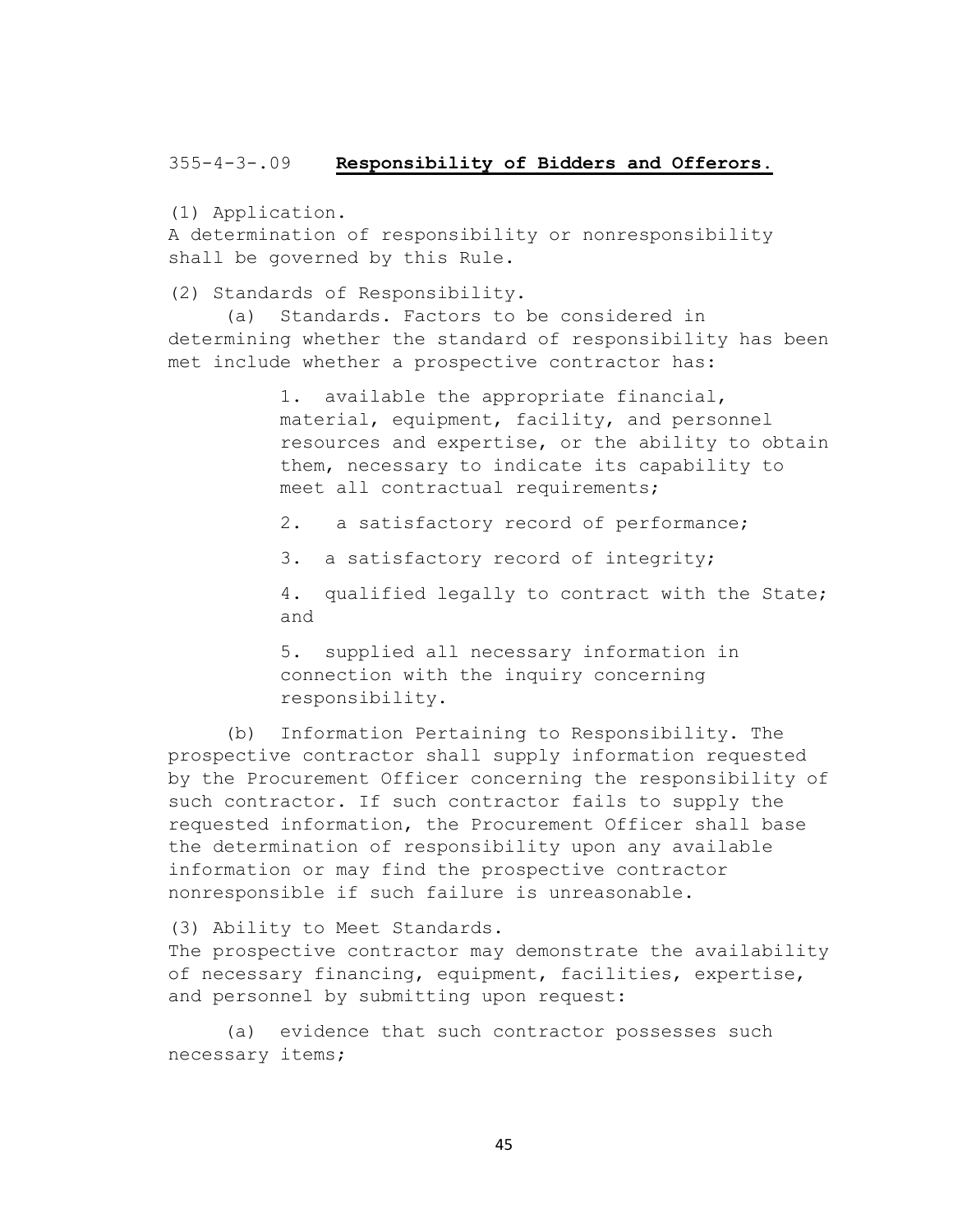### 355-4-3-.09 **Responsibility of Bidders and Offerors.**

(1) Application.
A determination of responsibility or nonresponsibility shall be governed by this Rule.

(2) Standards of Responsibility.

(a) Standards. Factors to be considered in determining whether the standard of responsibility has been met include whether a prospective contractor has:

1. available the appropriate financial, material, equipment, facility, and personnel resources and expertise, or the ability to obtain them, necessary to indicate its capability to meet all contractual requirements;

2. a satisfactory record of performance;

3. a satisfactory record of integrity;

4. qualified legally to contract with the State; and

5. supplied all necessary information in connection with the inquiry concerning responsibility.

(b) Information Pertaining to Responsibility. The prospective contractor shall supply information requested by the Procurement Officer concerning the responsibility of such contractor. If such contractor fails to supply the requested information, the Procurement Officer shall base the determination of responsibility upon any available information or may find the prospective contractor nonresponsible if such failure is unreasonable.

(3) Ability to Meet Standards.
The prospective contractor may demonstrate the availability of necessary financing, equipment, facilities, expertise, and personnel by submitting upon request:

(a) evidence that such contractor possesses such necessary items;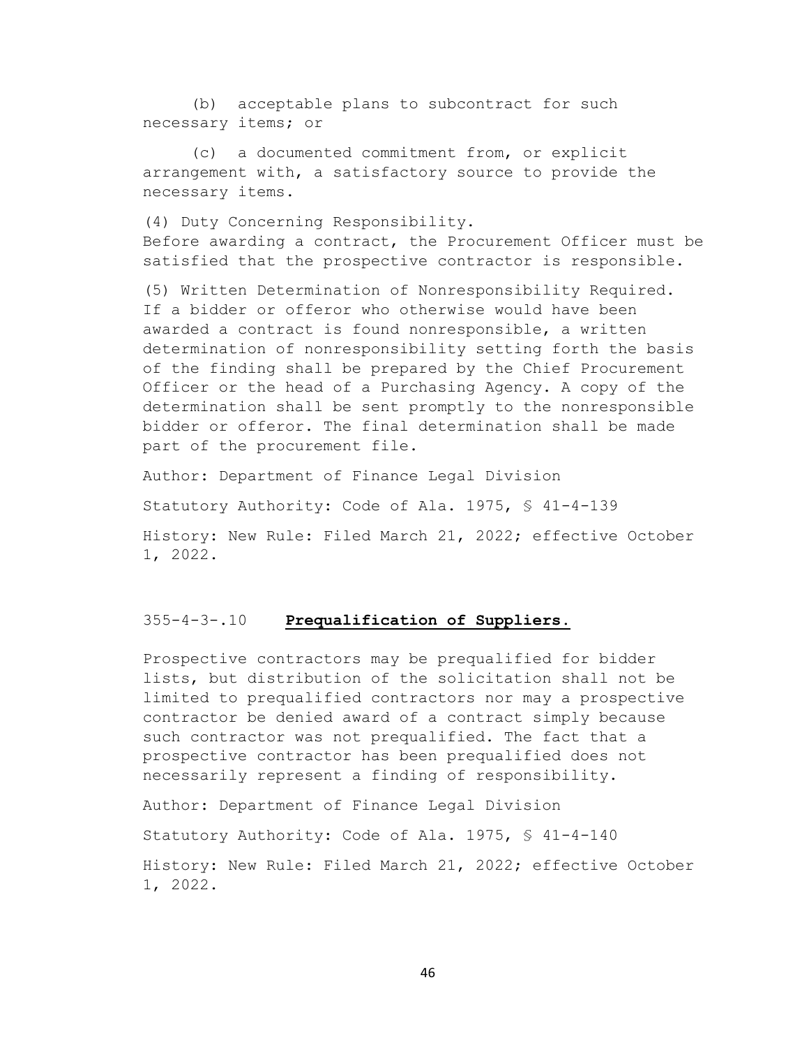(b) acceptable plans to subcontract for such necessary items; or

(c) a documented commitment from, or explicit arrangement with, a satisfactory source to provide the necessary items.

(4) Duty Concerning Responsibility.
Before awarding a contract, the Procurement Officer must be satisfied that the prospective contractor is responsible.

(5) Written Determination of Nonresponsibility Required.
If a bidder or offeror who otherwise would have been awarded a contract is found nonresponsible, a written determination of nonresponsibility setting forth the basis of the finding shall be prepared by the Chief Procurement Officer or the head of a Purchasing Agency. A copy of the determination shall be sent promptly to the nonresponsible bidder or offeror. The final determination shall be made part of the procurement file.

Author: Department of Finance Legal Division

Statutory Authority: Code of Ala. 1975, § 41-4-139

History: New Rule: Filed March 21, 2022; effective October 1, 2022.

### 355-4-3-.10 **Prequalification of Suppliers.**

Prospective contractors may be prequalified for bidder lists, but distribution of the solicitation shall not be limited to prequalified contractors nor may a prospective contractor be denied award of a contract simply because such contractor was not prequalified. The fact that a prospective contractor has been prequalified does not necessarily represent a finding of responsibility.

Author: Department of Finance Legal Division

Statutory Authority: Code of Ala. 1975, § 41-4-140

History: New Rule: Filed March 21, 2022; effective October 1, 2022.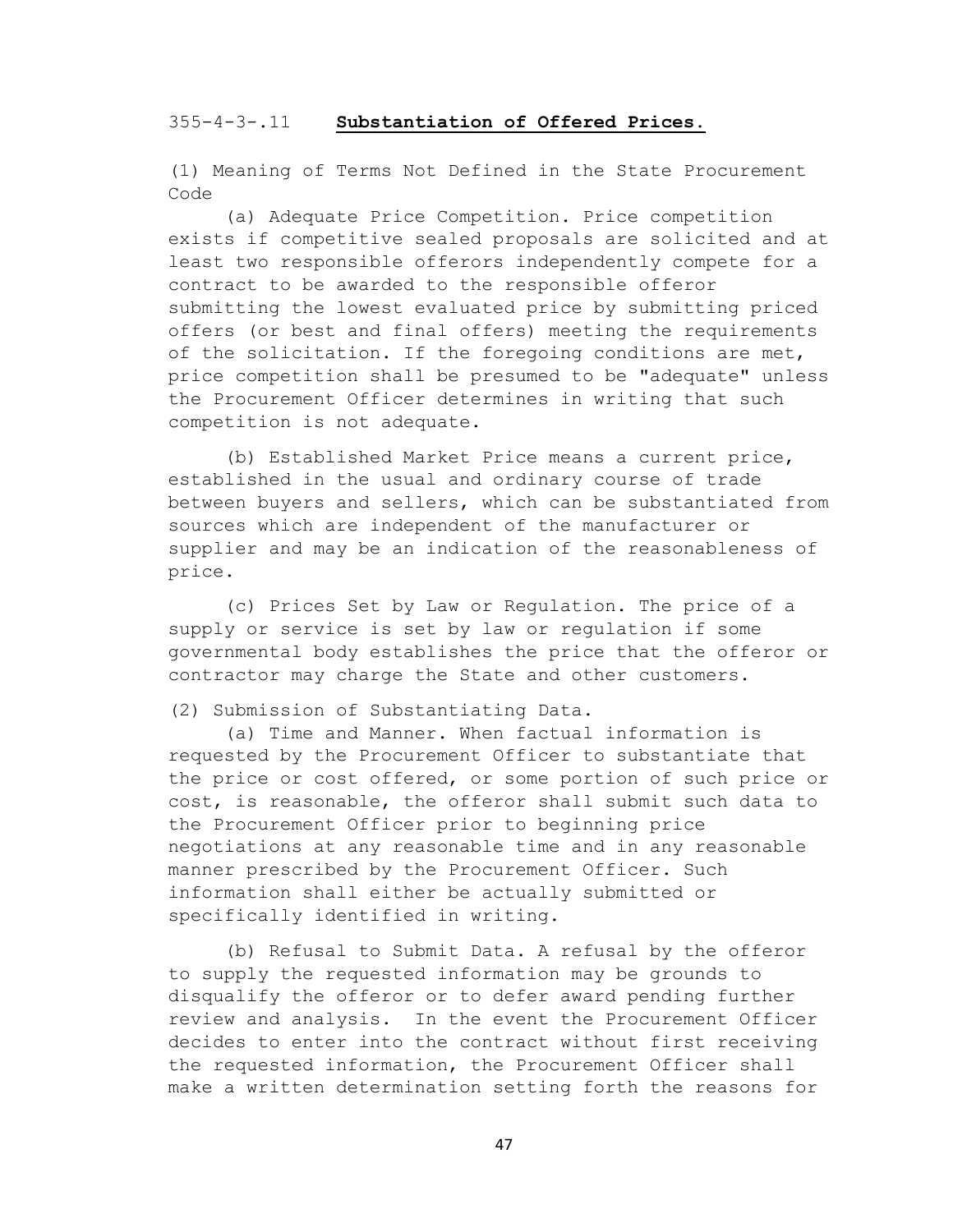## 355-4-3-.11 **Substantiation of Offered Prices.**

(1) Meaning of Terms Not Defined in the State Procurement Code

(a) Adequate Price Competition. Price competition exists if competitive sealed proposals are solicited and at least two responsible offerors independently compete for a contract to be awarded to the responsible offeror submitting the lowest evaluated price by submitting priced offers (or best and final offers) meeting the requirements of the solicitation. If the foregoing conditions are met, price competition shall be presumed to be "adequate" unless the Procurement Officer determines in writing that such competition is not adequate.

(b) Established Market Price means a current price, established in the usual and ordinary course of trade between buyers and sellers, which can be substantiated from sources which are independent of the manufacturer or supplier and may be an indication of the reasonableness of price.

(c) Prices Set by Law or Regulation. The price of a supply or service is set by law or regulation if some governmental body establishes the price that the offeror or contractor may charge the State and other customers.

(2) Submission of Substantiating Data.

(a) Time and Manner. When factual information is requested by the Procurement Officer to substantiate that the price or cost offered, or some portion of such price or cost, is reasonable, the offeror shall submit such data to the Procurement Officer prior to beginning price negotiations at any reasonable time and in any reasonable manner prescribed by the Procurement Officer. Such information shall either be actually submitted or specifically identified in writing.

(b) Refusal to Submit Data. A refusal by the offeror to supply the requested information may be grounds to disqualify the offeror or to defer award pending further review and analysis. In the event the Procurement Officer decides to enter into the contract without first receiving the requested information, the Procurement Officer shall make a written determination setting forth the reasons for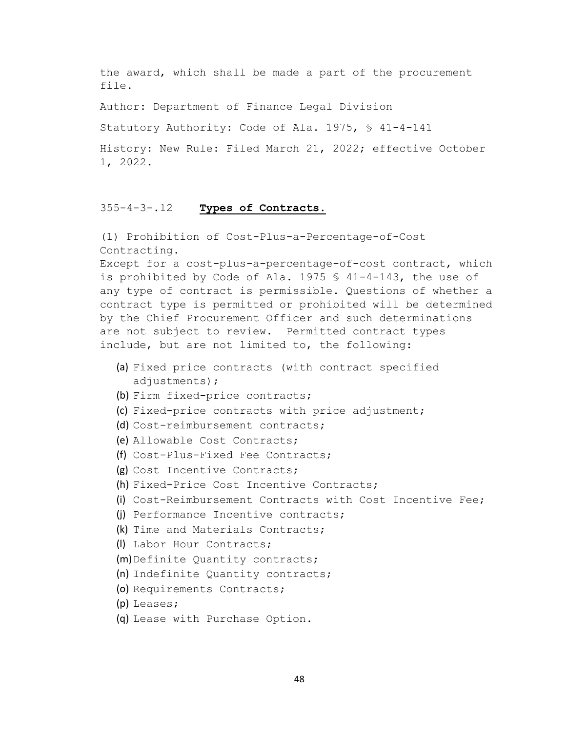the award, which shall be made a part of the procurement file.

Author: Department of Finance Legal Division

Statutory Authority: Code of Ala. 1975, § 41-4-141

History: New Rule: Filed March 21, 2022; effective October 1, 2022.

### 355-4-3-.12 **Types of Contracts.**

(1) Prohibition of Cost-Plus-a-Percentage-of-Cost Contracting.
Except for a cost-plus-a-percentage-of-cost contract, which is prohibited by Code of Ala. 1975 § 41-4-143, the use of any type of contract is permissible. Questions of whether a contract type is permitted or prohibited will be determined by the Chief Procurement Officer and such determinations are not subject to review. Permitted contract types include, but are not limited to, the following:

(a) Fixed price contracts (with contract specified adjustments);
(b) Firm fixed-price contracts;
(c) Fixed-price contracts with price adjustment;
(d) Cost-reimbursement contracts;
(e) Allowable Cost Contracts;
(f) Cost-Plus-Fixed Fee Contracts;
(g) Cost Incentive Contracts;
(h) Fixed-Price Cost Incentive Contracts;
(i) Cost-Reimbursement Contracts with Cost Incentive Fee;
(j) Performance Incentive contracts;
(k) Time and Materials Contracts;
(l) Labor Hour Contracts;
(m) Definite Quantity contracts;
(n) Indefinite Quantity contracts;
(o) Requirements Contracts;
(p) Leases;
(q) Lease with Purchase Option.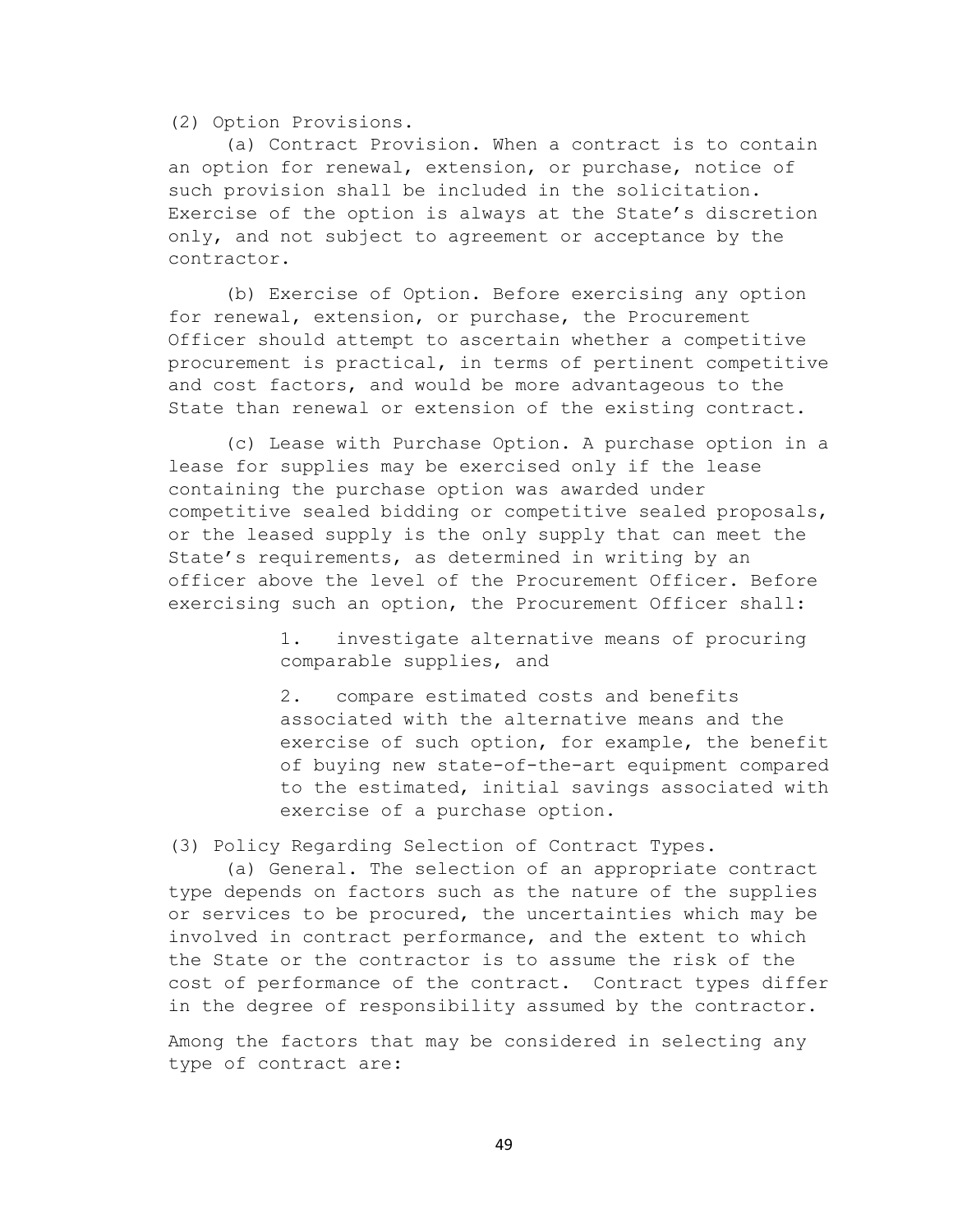(2) Option Provisions.

(a) Contract Provision. When a contract is to contain an option for renewal, extension, or purchase, notice of such provision shall be included in the solicitation. Exercise of the option is always at the State's discretion only, and not subject to agreement or acceptance by the contractor.

(b) Exercise of Option. Before exercising any option for renewal, extension, or purchase, the Procurement Officer should attempt to ascertain whether a competitive procurement is practical, in terms of pertinent competitive and cost factors, and would be more advantageous to the State than renewal or extension of the existing contract.

(c) Lease with Purchase Option. A purchase option in a lease for supplies may be exercised only if the lease containing the purchase option was awarded under competitive sealed bidding or competitive sealed proposals, or the leased supply is the only supply that can meet the State's requirements, as determined in writing by an officer above the level of the Procurement Officer. Before exercising such an option, the Procurement Officer shall:

1. investigate alternative means of procuring comparable supplies, and

2. compare estimated costs and benefits associated with the alternative means and the exercise of such option, for example, the benefit of buying new state-of-the-art equipment compared to the estimated, initial savings associated with exercise of a purchase option.

(3) Policy Regarding Selection of Contract Types.

(a) General. The selection of an appropriate contract type depends on factors such as the nature of the supplies or services to be procured, the uncertainties which may be involved in contract performance, and the extent to which the State or the contractor is to assume the risk of the cost of performance of the contract. Contract types differ in the degree of responsibility assumed by the contractor.

Among the factors that may be considered in selecting any type of contract are: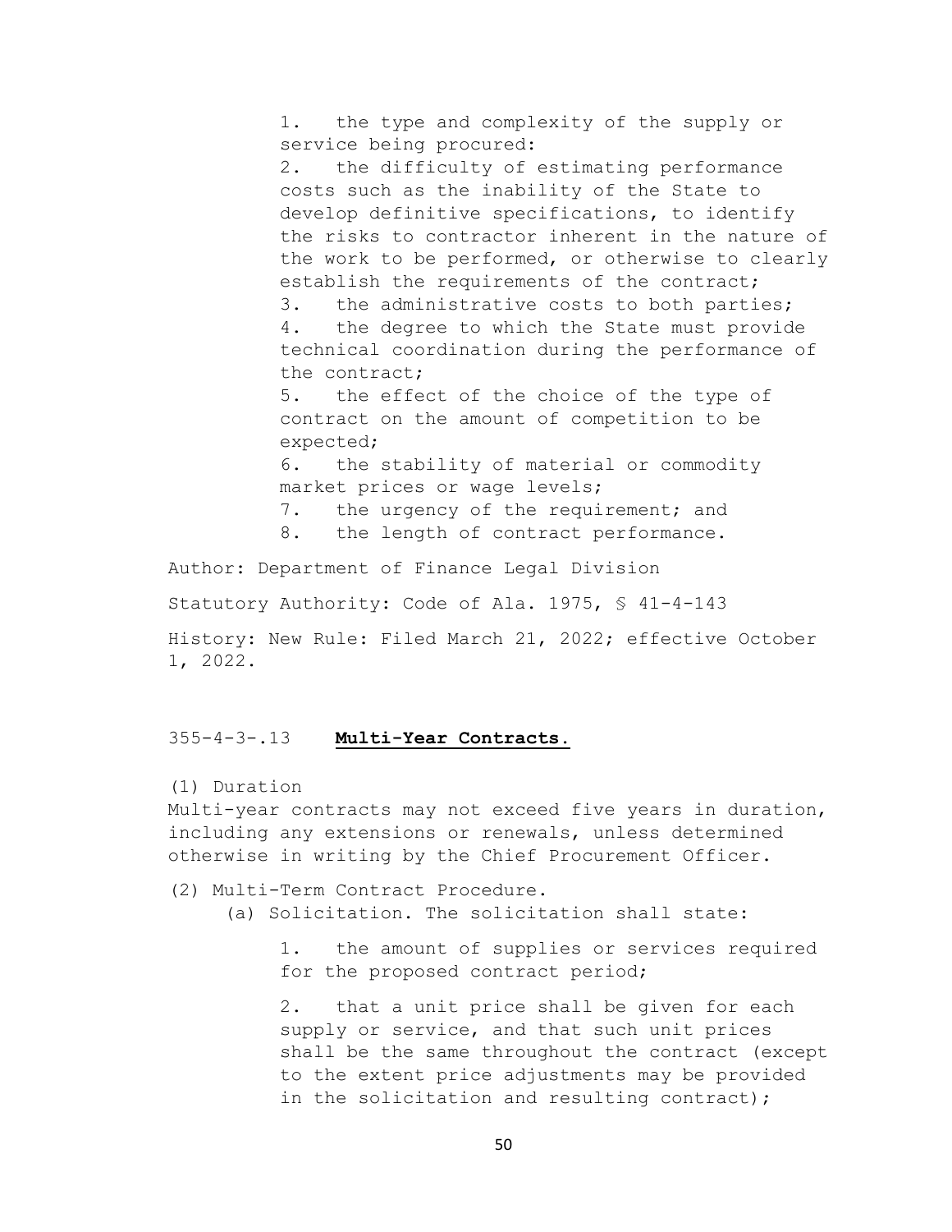1. the type and complexity of the supply or service being procured:
2. the difficulty of estimating performance costs such as the inability of the State to develop definitive specifications, to identify the risks to contractor inherent in the nature of the work to be performed, or otherwise to clearly establish the requirements of the contract;
3. the administrative costs to both parties;
4. the degree to which the State must provide technical coordination during the performance of the contract;
5. the effect of the choice of the type of contract on the amount of competition to be expected;
6. the stability of material or commodity market prices or wage levels;
7. the urgency of the requirement; and
8. the length of contract performance.

Author: Department of Finance Legal Division

Statutory Authority: Code of Ala. 1975, § 41-4-143

History: New Rule: Filed March 21, 2022; effective October 1, 2022.

## 355-4-3-.13 **Multi-Year Contracts.**

(1) Duration

Multi-year contracts may not exceed five years in duration, including any extensions or renewals, unless determined otherwise in writing by the Chief Procurement Officer.

(2) Multi-Term Contract Procedure.

(a) Solicitation. The solicitation shall state:

1. the amount of supplies or services required for the proposed contract period;

2. that a unit price shall be given for each supply or service, and that such unit prices shall be the same throughout the contract (except to the extent price adjustments may be provided in the solicitation and resulting contract);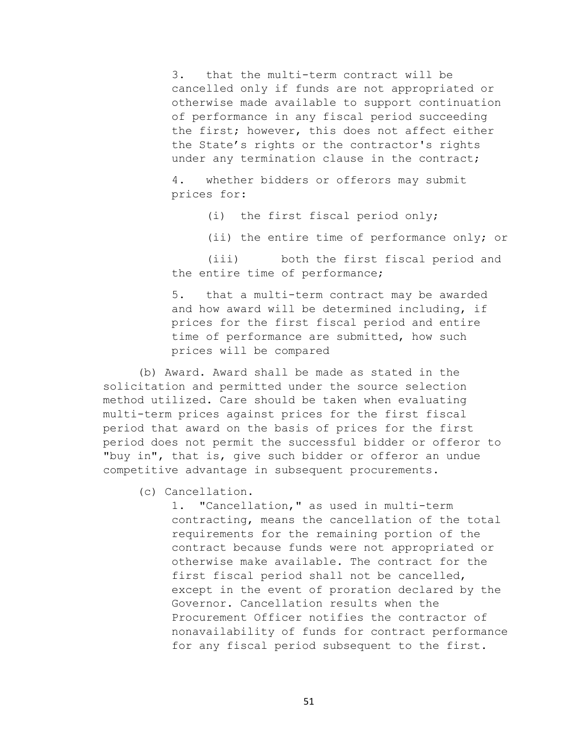3. that the multi-term contract will be cancelled only if funds are not appropriated or otherwise made available to support continuation of performance in any fiscal period succeeding the first; however, this does not affect either the State's rights or the contractor's rights under any termination clause in the contract;

4. whether bidders or offerors may submit prices for:

   (i) the first fiscal period only;

   (ii) the entire time of performance only; or

   (iii) both the first fiscal period and the entire time of performance;

5. that a multi-term contract may be awarded and how award will be determined including, if prices for the first fiscal period and entire time of performance are submitted, how such prices will be compared

(b) Award. Award shall be made as stated in the solicitation and permitted under the source selection method utilized. Care should be taken when evaluating multi-term prices against prices for the first fiscal period that award on the basis of prices for the first period does not permit the successful bidder or offeror to "buy in", that is, give such bidder or offeror an undue competitive advantage in subsequent procurements.

(c) Cancellation.

1. "Cancellation," as used in multi-term contracting, means the cancellation of the total requirements for the remaining portion of the contract because funds were not appropriated or otherwise make available. The contract for the first fiscal period shall not be cancelled, except in the event of proration declared by the Governor. Cancellation results when the Procurement Officer notifies the contractor of nonavailability of funds for contract performance for any fiscal period subsequent to the first.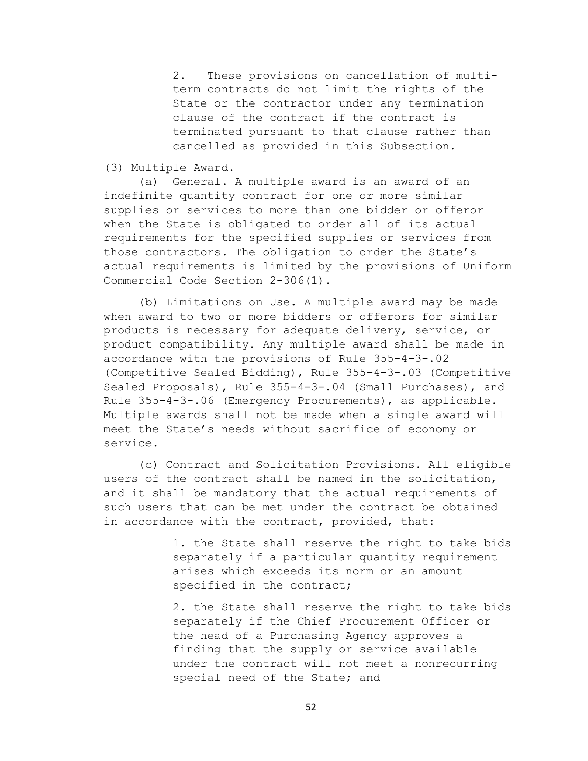2. These provisions on cancellation of multi-term contracts do not limit the rights of the State or the contractor under any termination clause of the contract if the contract is terminated pursuant to that clause rather than cancelled as provided in this Subsection.

(3) Multiple Award.

(a) General. A multiple award is an award of an indefinite quantity contract for one or more similar supplies or services to more than one bidder or offeror when the State is obligated to order all of its actual requirements for the specified supplies or services from those contractors. The obligation to order the State's actual requirements is limited by the provisions of Uniform Commercial Code Section 2-306(1).

(b) Limitations on Use. A multiple award may be made when award to two or more bidders or offerors for similar products is necessary for adequate delivery, service, or product compatibility. Any multiple award shall be made in accordance with the provisions of Rule 355-4-3-.02 (Competitive Sealed Bidding), Rule 355-4-3-.03 (Competitive Sealed Proposals), Rule 355-4-3-.04 (Small Purchases), and Rule 355-4-3-.06 (Emergency Procurements), as applicable. Multiple awards shall not be made when a single award will meet the State's needs without sacrifice of economy or service.

(c) Contract and Solicitation Provisions. All eligible users of the contract shall be named in the solicitation, and it shall be mandatory that the actual requirements of such users that can be met under the contract be obtained in accordance with the contract, provided, that:

1. the State shall reserve the right to take bids separately if a particular quantity requirement arises which exceeds its norm or an amount specified in the contract;

2. the State shall reserve the right to take bids separately if the Chief Procurement Officer or the head of a Purchasing Agency approves a finding that the supply or service available under the contract will not meet a nonrecurring special need of the State; and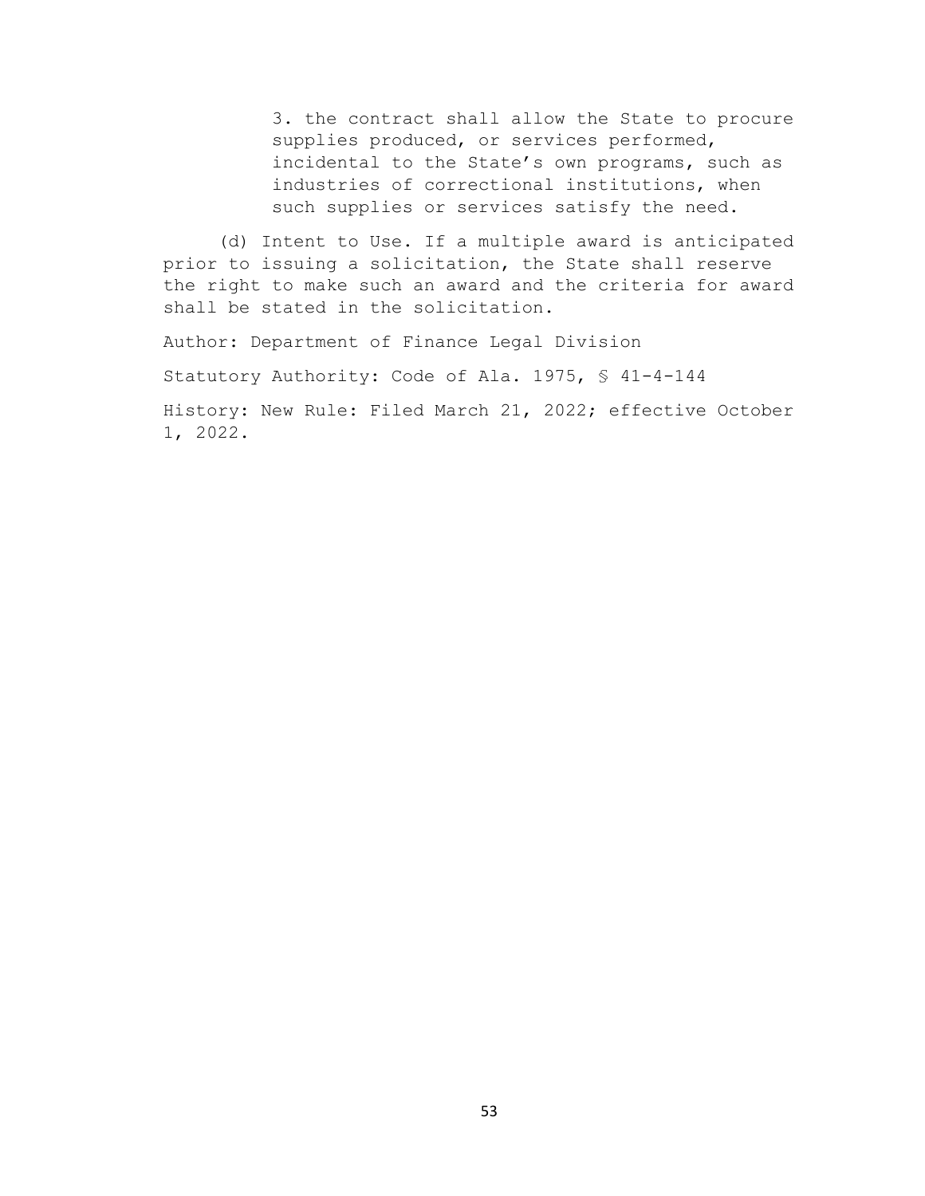3. the contract shall allow the State to procure supplies produced, or services performed, incidental to the State's own programs, such as industries of correctional institutions, when such supplies or services satisfy the need.

(d) Intent to Use. If a multiple award is anticipated prior to issuing a solicitation, the State shall reserve the right to make such an award and the criteria for award shall be stated in the solicitation.

Author: Department of Finance Legal Division

Statutory Authority: Code of Ala. 1975, § 41-4-144

History: New Rule: Filed March 21, 2022; effective October 1, 2022.